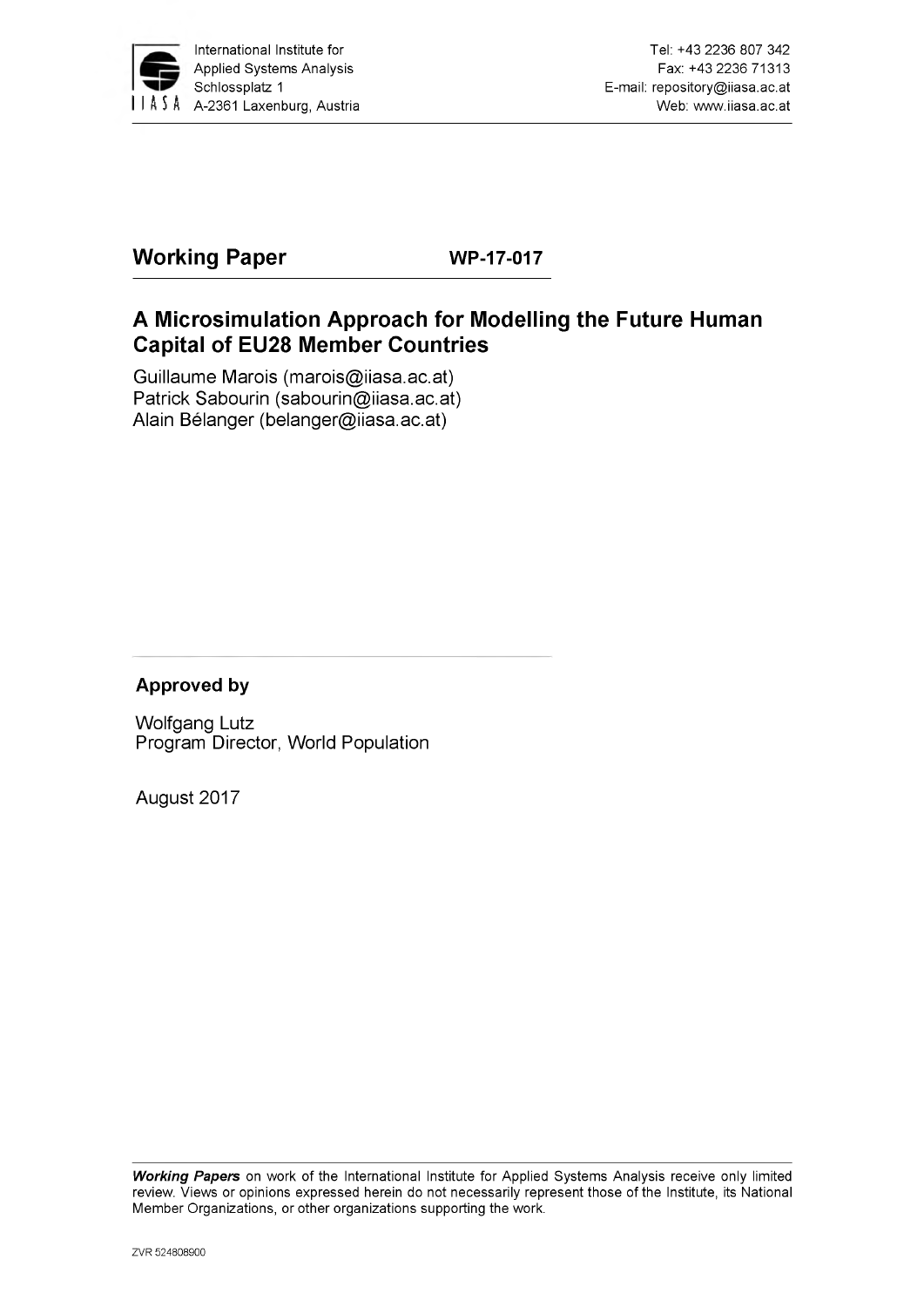International Institute for Applied Systems Analysis
Schlossplatz 1
A-2361 Laxenburg, Austria

Tel: +43 2236 807 342
Fax: +43 2236 71313
E-mail: repository@iiasa.ac.at
Web: www.iiasa.ac.at

## Working Paper WP-17-017

# A Microsimulation Approach for Modelling the Future Human Capital of EU28 Member Countries

Guillaume Marois (marois@iiasa.ac.at)
Patrick Sabourin (sabourin@iiasa.ac.at)
Alain Bélanger (belanger@iiasa.ac.at)

**Approved by**

Wolfgang Lutz
Program Director, World Population

August 2017

***Working Papers*** on work of the International Institute for Applied Systems Analysis receive only limited review. Views or opinions expressed herein do not necessarily represent those of the Institute, its National Member Organizations, or other organizations supporting the work.

ZVR 524808900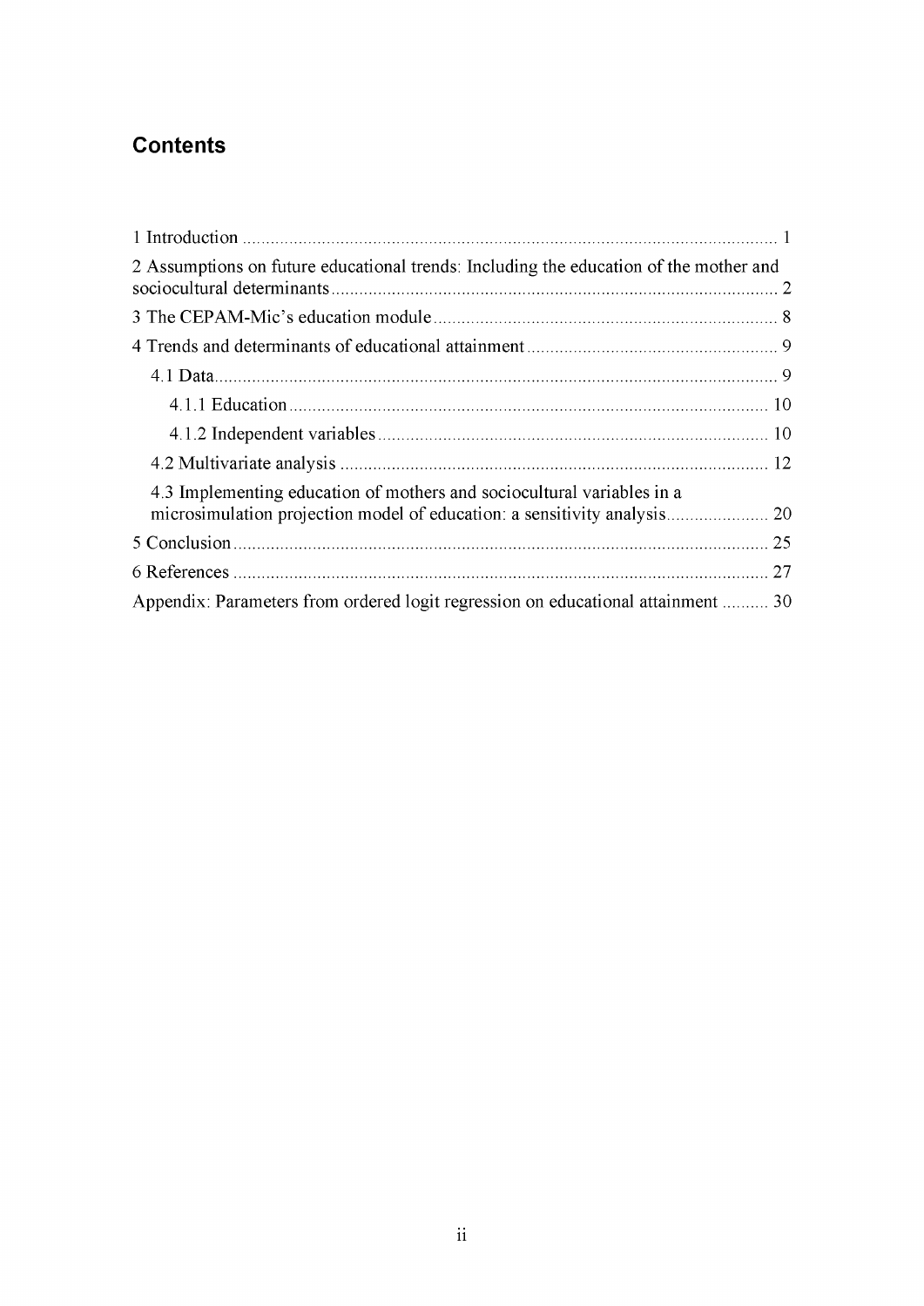## Contents

1 Introduction ... 1

2 Assumptions on future educational trends: Including the education of the mother and sociocultural determinants ... 2

3 The CEPAM-Mic's education module ... 8

4 Trends and determinants of educational attainment ... 9

- 4.1 Data ... 9
  - 4.1.1 Education ... 10
  - 4.1.2 Independent variables ... 10
- 4.2 Multivariate analysis ... 12
- 4.3 Implementing education of mothers and sociocultural variables in a microsimulation projection model of education: a sensitivity analysis ... 20

5 Conclusion ... 25

6 References ... 27

Appendix: Parameters from ordered logit regression on educational attainment ... 30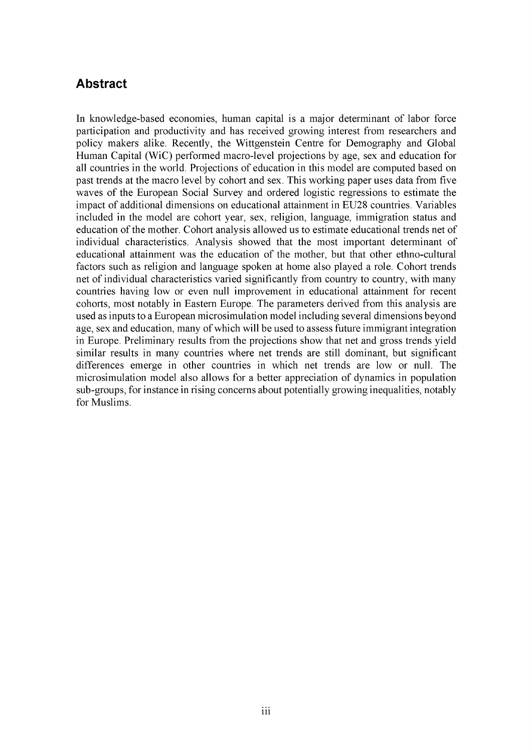## Abstract

In knowledge-based economies, human capital is a major determinant of labor force participation and productivity and has received growing interest from researchers and policy makers alike. Recently, the Wittgenstein Centre for Demography and Global Human Capital (WiC) performed macro-level projections by age, sex and education for all countries in the world. Projections of education in this model are computed based on past trends at the macro level by cohort and sex. This working paper uses data from five waves of the European Social Survey and ordered logistic regressions to estimate the impact of additional dimensions on educational attainment in EU28 countries. Variables included in the model are cohort year, sex, religion, language, immigration status and education of the mother. Cohort analysis allowed us to estimate educational trends net of individual characteristics. Analysis showed that the most important determinant of educational attainment was the education of the mother, but that other ethno-cultural factors such as religion and language spoken at home also played a role. Cohort trends net of individual characteristics varied significantly from country to country, with many countries having low or even null improvement in educational attainment for recent cohorts, most notably in Eastern Europe. The parameters derived from this analysis are used as inputs to a European microsimulation model including several dimensions beyond age, sex and education, many of which will be used to assess future immigrant integration in Europe. Preliminary results from the projections show that net and gross trends yield similar results in many countries where net trends are still dominant, but significant differences emerge in other countries in which net trends are low or null. The microsimulation model also allows for a better appreciation of dynamics in population sub-groups, for instance in rising concerns about potentially growing inequalities, notably for Muslims.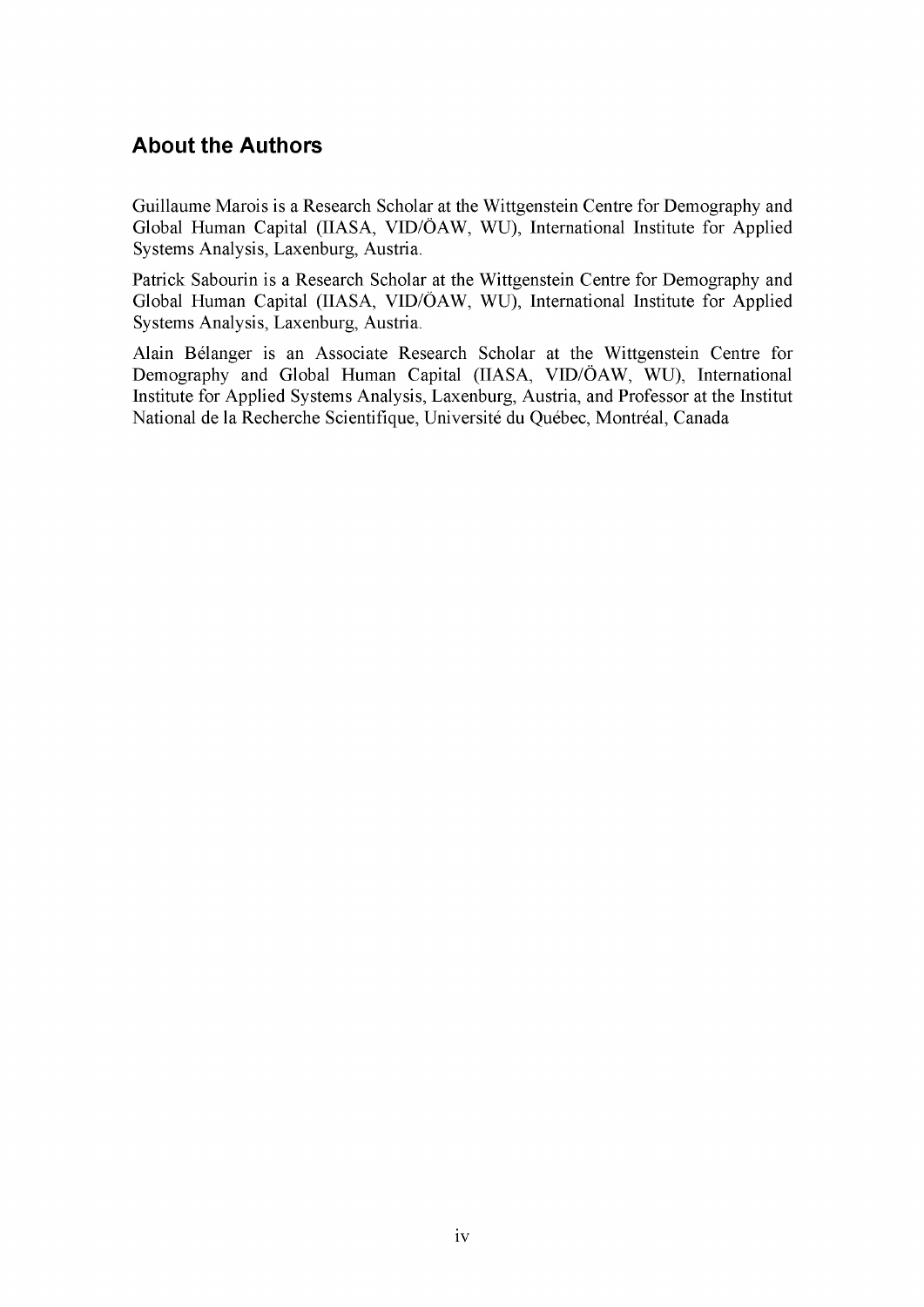## About the Authors

Guillaume Marois is a Research Scholar at the Wittgenstein Centre for Demography and Global Human Capital (IIASA, VID/ÖAW, WU), International Institute for Applied Systems Analysis, Laxenburg, Austria.

Patrick Sabourin is a Research Scholar at the Wittgenstein Centre for Demography and Global Human Capital (IIASA, VID/ÖAW, WU), International Institute for Applied Systems Analysis, Laxenburg, Austria.

Alain Bélanger is an Associate Research Scholar at the Wittgenstein Centre for Demography and Global Human Capital (IIASA, VID/ÖAW, WU), International Institute for Applied Systems Analysis, Laxenburg, Austria, and Professor at the Institut National de la Recherche Scientifique, Université du Québec, Montréal, Canada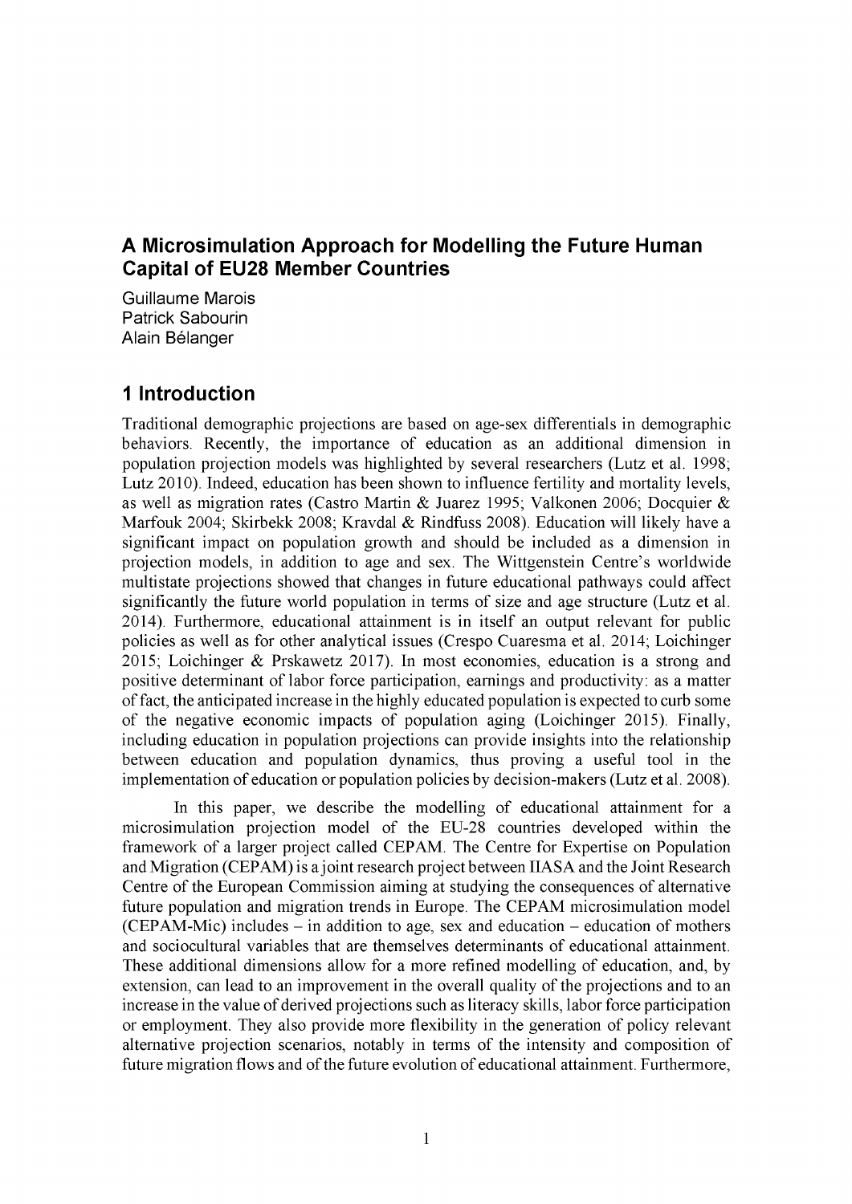## A Microsimulation Approach for Modelling the Future Human Capital of EU28 Member Countries

Guillaume Marois
Patrick Sabourin
Alain Bélanger

## 1 Introduction

Traditional demographic projections are based on age-sex differentials in demographic behaviors. Recently, the importance of education as an additional dimension in population projection models was highlighted by several researchers (Lutz et al. 1998; Lutz 2010). Indeed, education has been shown to influence fertility and mortality levels, as well as migration rates (Castro Martin & Juarez 1995; Valkonen 2006; Docquier & Marfouk 2004; Skirbekk 2008; Kravdal & Rindfuss 2008). Education will likely have a significant impact on population growth and should be included as a dimension in projection models, in addition to age and sex. The Wittgenstein Centre's worldwide multistate projections showed that changes in future educational pathways could affect significantly the future world population in terms of size and age structure (Lutz et al. 2014). Furthermore, educational attainment is in itself an output relevant for public policies as well as for other analytical issues (Crespo Cuaresma et al. 2014; Loichinger 2015; Loichinger & Prskawetz 2017). In most economies, education is a strong and positive determinant of labor force participation, earnings and productivity: as a matter of fact, the anticipated increase in the highly educated population is expected to curb some of the negative economic impacts of population aging (Loichinger 2015). Finally, including education in population projections can provide insights into the relationship between education and population dynamics, thus proving a useful tool in the implementation of education or population policies by decision-makers (Lutz et al. 2008).

In this paper, we describe the modelling of educational attainment for a microsimulation projection model of the EU-28 countries developed within the framework of a larger project called CEPAM. The Centre for Expertise on Population and Migration (CEPAM) is a joint research project between IIASA and the Joint Research Centre of the European Commission aiming at studying the consequences of alternative future population and migration trends in Europe. The CEPAM microsimulation model (CEPAM-Mic) includes – in addition to age, sex and education – education of mothers and sociocultural variables that are themselves determinants of educational attainment. These additional dimensions allow for a more refined modelling of education, and, by extension, can lead to an improvement in the overall quality of the projections and to an increase in the value of derived projections such as literacy skills, labor force participation or employment. They also provide more flexibility in the generation of policy relevant alternative projection scenarios, notably in terms of the intensity and composition of future migration flows and of the future evolution of educational attainment. Furthermore,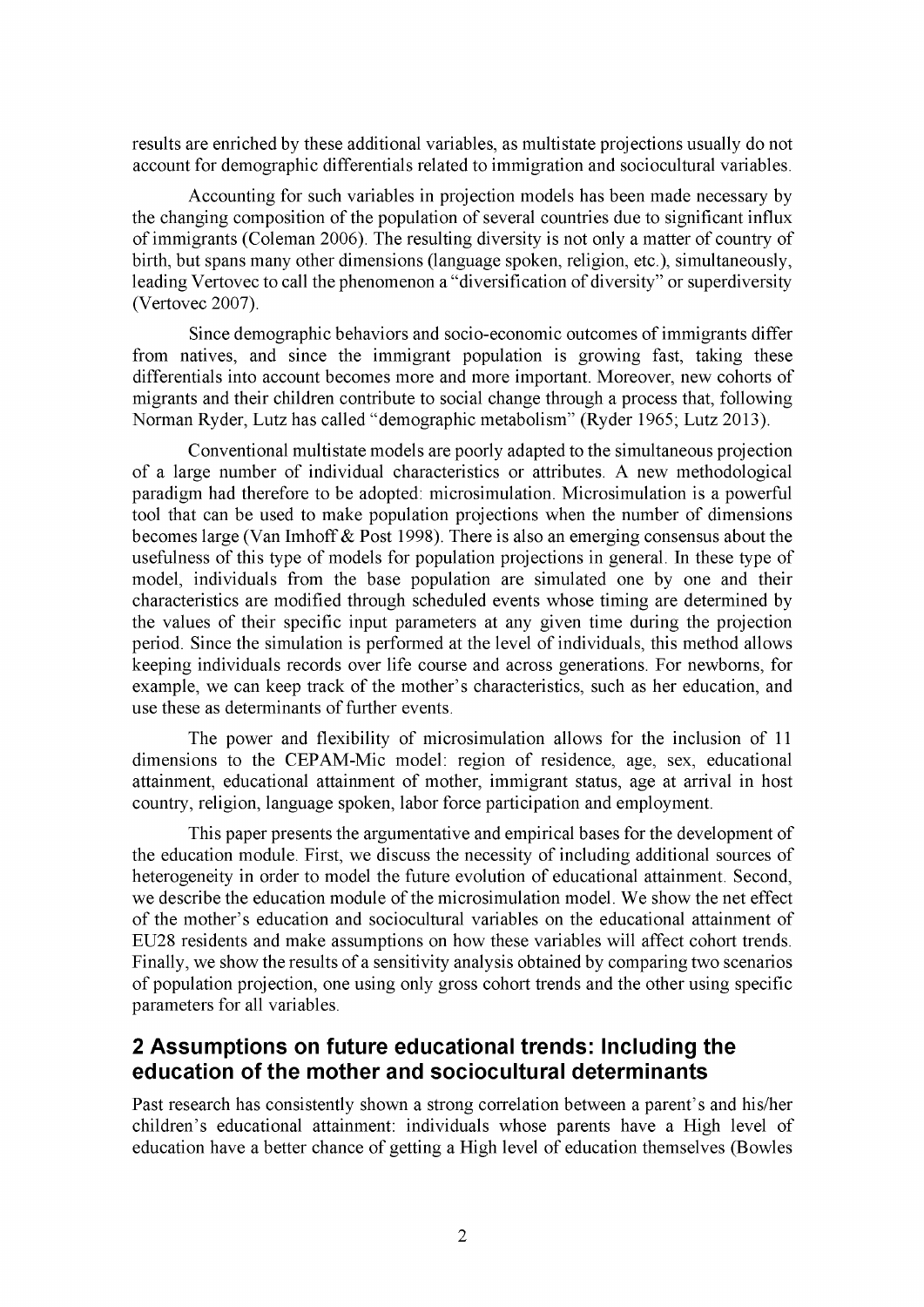results are enriched by these additional variables, as multistate projections usually do not account for demographic differentials related to immigration and sociocultural variables.

Accounting for such variables in projection models has been made necessary by the changing composition of the population of several countries due to significant influx of immigrants (Coleman 2006). The resulting diversity is not only a matter of country of birth, but spans many other dimensions (language spoken, religion, etc.), simultaneously, leading Vertovec to call the phenomenon a "diversification of diversity" or superdiversity (Vertovec 2007).

Since demographic behaviors and socio-economic outcomes of immigrants differ from natives, and since the immigrant population is growing fast, taking these differentials into account becomes more and more important. Moreover, new cohorts of migrants and their children contribute to social change through a process that, following Norman Ryder, Lutz has called "demographic metabolism" (Ryder 1965; Lutz 2013).

Conventional multistate models are poorly adapted to the simultaneous projection of a large number of individual characteristics or attributes. A new methodological paradigm had therefore to be adopted: microsimulation. Microsimulation is a powerful tool that can be used to make population projections when the number of dimensions becomes large (Van Imhoff & Post 1998). There is also an emerging consensus about the usefulness of this type of models for population projections in general. In these type of model, individuals from the base population are simulated one by one and their characteristics are modified through scheduled events whose timing are determined by the values of their specific input parameters at any given time during the projection period. Since the simulation is performed at the level of individuals, this method allows keeping individuals records over life course and across generations. For newborns, for example, we can keep track of the mother's characteristics, such as her education, and use these as determinants of further events.

The power and flexibility of microsimulation allows for the inclusion of 11 dimensions to the CEPAM-Mic model: region of residence, age, sex, educational attainment, educational attainment of mother, immigrant status, age at arrival in host country, religion, language spoken, labor force participation and employment.

This paper presents the argumentative and empirical bases for the development of the education module. First, we discuss the necessity of including additional sources of heterogeneity in order to model the future evolution of educational attainment. Second, we describe the education module of the microsimulation model. We show the net effect of the mother's education and sociocultural variables on the educational attainment of EU28 residents and make assumptions on how these variables will affect cohort trends. Finally, we show the results of a sensitivity analysis obtained by comparing two scenarios of population projection, one using only gross cohort trends and the other using specific parameters for all variables.

## 2 Assumptions on future educational trends: Including the education of the mother and sociocultural determinants

Past research has consistently shown a strong correlation between a parent's and his/her children's educational attainment: individuals whose parents have a High level of education have a better chance of getting a High level of education themselves (Bowles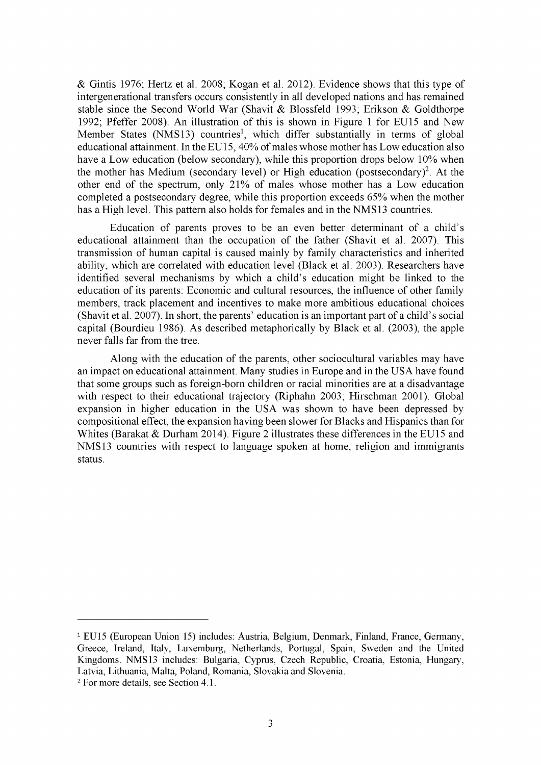& Gintis 1976; Hertz et al. 2008; Kogan et al. 2012). Evidence shows that this type of intergenerational transfers occurs consistently in all developed nations and has remained stable since the Second World War (Shavit & Blossfeld 1993; Erikson & Goldthorpe 1992; Pfeffer 2008). An illustration of this is shown in Figure 1 for EU15 and New Member States (NMS13) countries[1], which differ substantially in terms of global educational attainment. In the EU15, 40% of males whose mother has Low education also have a Low education (below secondary), while this proportion drops below 10% when the mother has Medium (secondary level) or High education (postsecondary)[2]. At the other end of the spectrum, only 21% of males whose mother has a Low education completed a postsecondary degree, while this proportion exceeds 65% when the mother has a High level. This pattern also holds for females and in the NMS13 countries.

Education of parents proves to be an even better determinant of a child's educational attainment than the occupation of the father (Shavit et al. 2007). This transmission of human capital is caused mainly by family characteristics and inherited ability, which are correlated with education level (Black et al. 2003). Researchers have identified several mechanisms by which a child's education might be linked to the education of its parents: Economic and cultural resources, the influence of other family members, track placement and incentives to make more ambitious educational choices (Shavit et al. 2007). In short, the parents' education is an important part of a child's social capital (Bourdieu 1986). As described metaphorically by Black et al. (2003), the apple never falls far from the tree.

Along with the education of the parents, other sociocultural variables may have an impact on educational attainment. Many studies in Europe and in the USA have found that some groups such as foreign-born children or racial minorities are at a disadvantage with respect to their educational trajectory (Riphahn 2003; Hirschman 2001). Global expansion in higher education in the USA was shown to have been depressed by compositional effect, the expansion having been slower for Blacks and Hispanics than for Whites (Barakat & Durham 2014). Figure 2 illustrates these differences in the EU15 and NMS13 countries with respect to language spoken at home, religion and immigrants status.

---

[1] EU15 (European Union 15) includes: Austria, Belgium, Denmark, Finland, France, Germany, Greece, Ireland, Italy, Luxemburg, Netherlands, Portugal, Spain, Sweden and the United Kingdoms. NMS13 includes: Bulgaria, Cyprus, Czech Republic, Croatia, Estonia, Hungary, Latvia, Lithuania, Malta, Poland, Romania, Slovakia and Slovenia.

[2] For more details, see Section 4.1.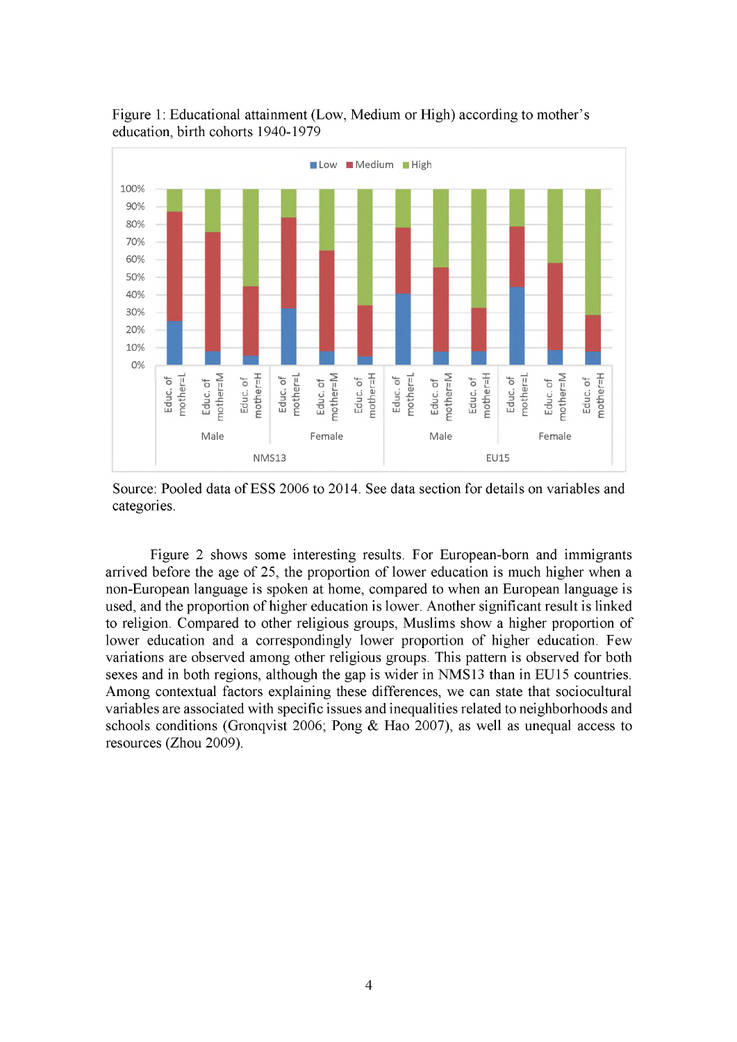Figure 1: Educational attainment (Low, Medium or High) according to mother's education, birth cohorts 1940-1979

Source: Pooled data of ESS 2006 to 2014. See data section for details on variables and categories.

Figure 2 shows some interesting results. For European-born and immigrants arrived before the age of 25, the proportion of lower education is much higher when a non-European language is spoken at home, compared to when an European language is used, and the proportion of higher education is lower. Another significant result is linked to religion. Compared to other religious groups, Muslims show a higher proportion of lower education and a correspondingly lower proportion of higher education. Few variations are observed among other religious groups. This pattern is observed for both sexes and in both regions, although the gap is wider in NMS13 than in EU15 countries. Among contextual factors explaining these differences, we can state that sociocultural variables are associated with specific issues and inequalities related to neighborhoods and schools conditions (Gronqvist 2006; Pong & Hao 2007), as well as unequal access to resources (Zhou 2009).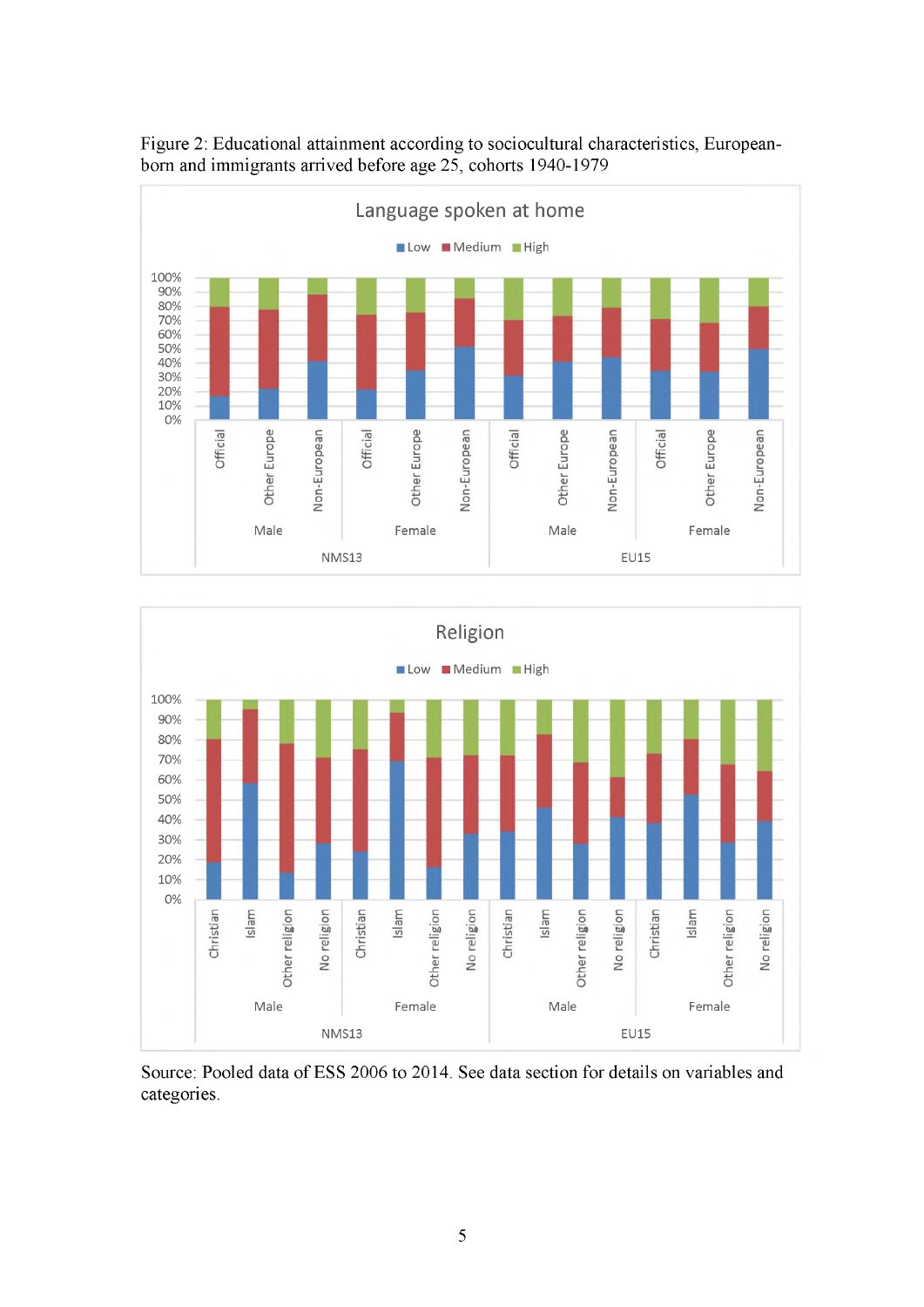Figure 2: Educational attainment according to sociocultural characteristics, European-born and immigrants arrived before age 25, cohorts 1940-1979

Source: Pooled data of ESS 2006 to 2014. See data section for details on variables and categories.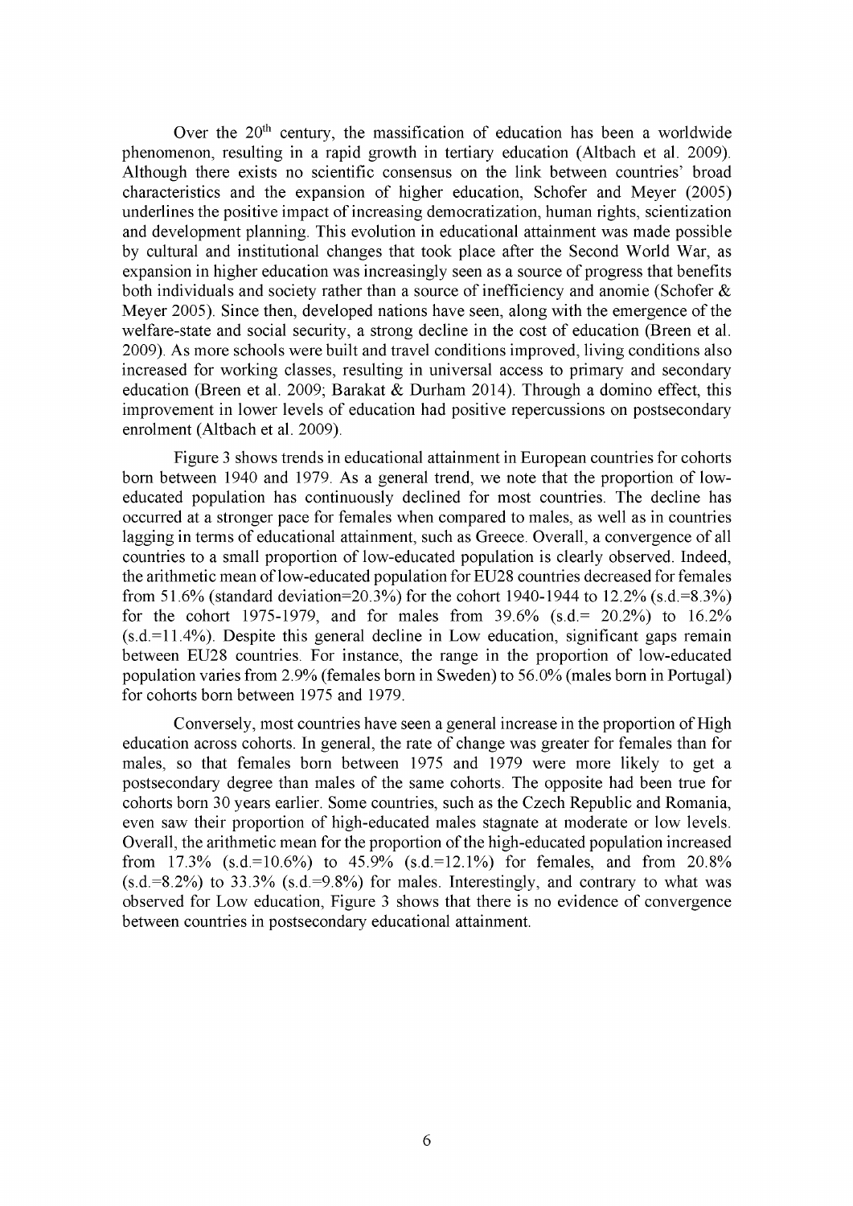Over the 20th century, the massification of education has been a worldwide phenomenon, resulting in a rapid growth in tertiary education (Altbach et al. 2009). Although there exists no scientific consensus on the link between countries' broad characteristics and the expansion of higher education, Schofer and Meyer (2005) underlines the positive impact of increasing democratization, human rights, scientization and development planning. This evolution in educational attainment was made possible by cultural and institutional changes that took place after the Second World War, as expansion in higher education was increasingly seen as a source of progress that benefits both individuals and society rather than a source of inefficiency and anomie (Schofer & Meyer 2005). Since then, developed nations have seen, along with the emergence of the welfare-state and social security, a strong decline in the cost of education (Breen et al. 2009). As more schools were built and travel conditions improved, living conditions also increased for working classes, resulting in universal access to primary and secondary education (Breen et al. 2009; Barakat & Durham 2014). Through a domino effect, this improvement in lower levels of education had positive repercussions on postsecondary enrolment (Altbach et al. 2009).

Figure 3 shows trends in educational attainment in European countries for cohorts born between 1940 and 1979. As a general trend, we note that the proportion of low-educated population has continuously declined for most countries. The decline has occurred at a stronger pace for females when compared to males, as well as in countries lagging in terms of educational attainment, such as Greece. Overall, a convergence of all countries to a small proportion of low-educated population is clearly observed. Indeed, the arithmetic mean of low-educated population for EU28 countries decreased for females from 51.6% (standard deviation=20.3%) for the cohort 1940-1944 to 12.2% (s.d.=8.3%) for the cohort 1975-1979, and for males from 39.6% (s.d.= 20.2%) to 16.2% (s.d.=11.4%). Despite this general decline in Low education, significant gaps remain between EU28 countries. For instance, the range in the proportion of low-educated population varies from 2.9% (females born in Sweden) to 56.0% (males born in Portugal) for cohorts born between 1975 and 1979.

Conversely, most countries have seen a general increase in the proportion of High education across cohorts. In general, the rate of change was greater for females than for males, so that females born between 1975 and 1979 were more likely to get a postsecondary degree than males of the same cohorts. The opposite had been true for cohorts born 30 years earlier. Some countries, such as the Czech Republic and Romania, even saw their proportion of high-educated males stagnate at moderate or low levels. Overall, the arithmetic mean for the proportion of the high-educated population increased from 17.3% (s.d.=10.6%) to 45.9% (s.d.=12.1%) for females, and from 20.8% (s.d.=8.2%) to 33.3% (s.d.=9.8%) for males. Interestingly, and contrary to what was observed for Low education, Figure 3 shows that there is no evidence of convergence between countries in postsecondary educational attainment.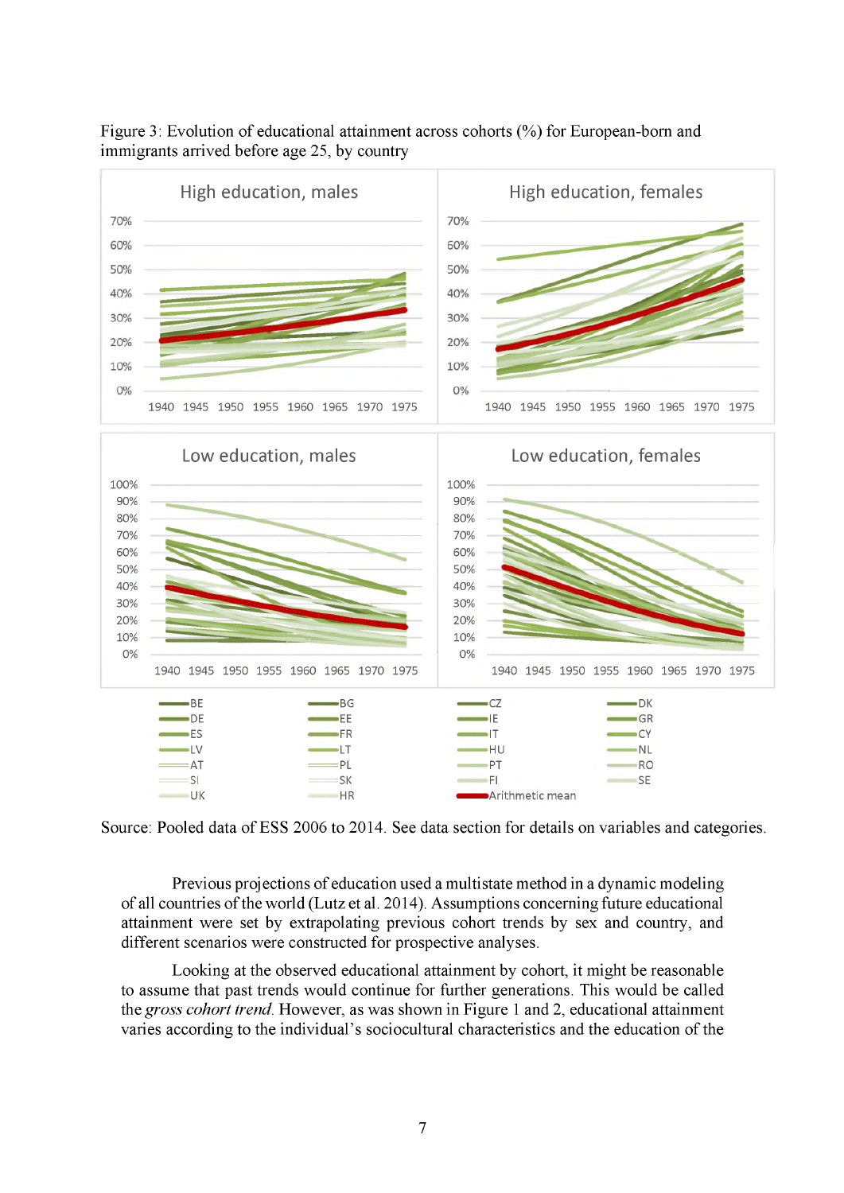Figure 3: Evolution of educational attainment across cohorts (%) for European-born and immigrants arrived before age 25, by country

Source: Pooled data of ESS 2006 to 2014. See data section for details on variables and categories.

Previous projections of education used a multistate method in a dynamic modeling of all countries of the world (Lutz et al. 2014). Assumptions concerning future educational attainment were set by extrapolating previous cohort trends by sex and country, and different scenarios were constructed for prospective analyses.

Looking at the observed educational attainment by cohort, it might be reasonable to assume that past trends would continue for further generations. This would be called the *gross cohort trend*. However, as was shown in Figure 1 and 2, educational attainment varies according to the individual's sociocultural characteristics and the education of the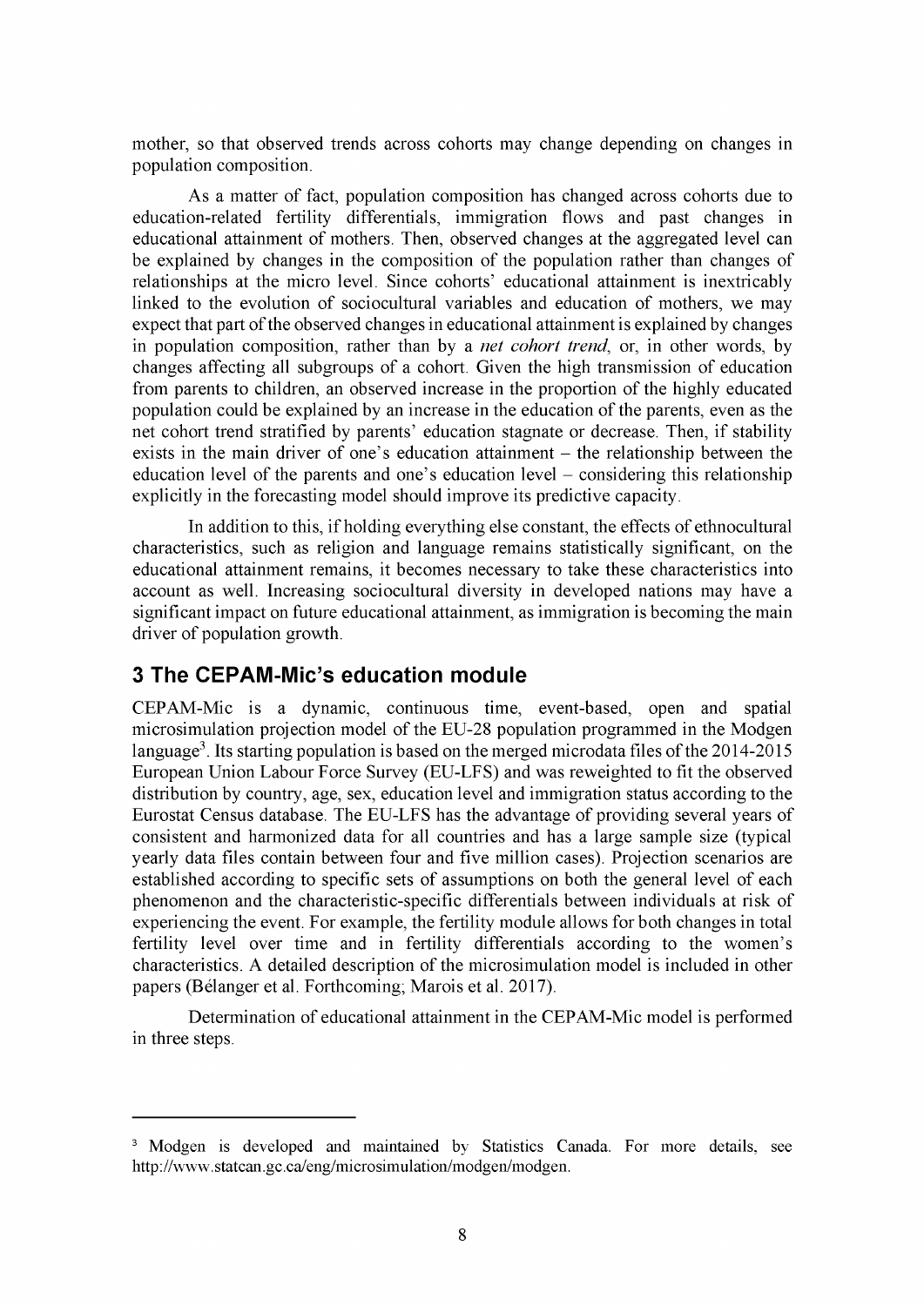mother, so that observed trends across cohorts may change depending on changes in population composition.

As a matter of fact, population composition has changed across cohorts due to education-related fertility differentials, immigration flows and past changes in educational attainment of mothers. Then, observed changes at the aggregated level can be explained by changes in the composition of the population rather than changes of relationships at the micro level. Since cohorts' educational attainment is inextricably linked to the evolution of sociocultural variables and education of mothers, we may expect that part of the observed changes in educational attainment is explained by changes in population composition, rather than by a *net cohort trend*, or, in other words, by changes affecting all subgroups of a cohort. Given the high transmission of education from parents to children, an observed increase in the proportion of the highly educated population could be explained by an increase in the education of the parents, even as the net cohort trend stratified by parents' education stagnate or decrease. Then, if stability exists in the main driver of one's education attainment – the relationship between the education level of the parents and one's education level – considering this relationship explicitly in the forecasting model should improve its predictive capacity.

In addition to this, if holding everything else constant, the effects of ethnocultural characteristics, such as religion and language remains statistically significant, on the educational attainment remains, it becomes necessary to take these characteristics into account as well. Increasing sociocultural diversity in developed nations may have a significant impact on future educational attainment, as immigration is becoming the main driver of population growth.

## 3 The CEPAM-Mic's education module

CEPAM-Mic is a dynamic, continuous time, event-based, open and spatial microsimulation projection model of the EU-28 population programmed in the Modgen language[3]. Its starting population is based on the merged microdata files of the 2014-2015 European Union Labour Force Survey (EU-LFS) and was reweighted to fit the observed distribution by country, age, sex, education level and immigration status according to the Eurostat Census database. The EU-LFS has the advantage of providing several years of consistent and harmonized data for all countries and has a large sample size (typical yearly data files contain between four and five million cases). Projection scenarios are established according to specific sets of assumptions on both the general level of each phenomenon and the characteristic-specific differentials between individuals at risk of experiencing the event. For example, the fertility module allows for both changes in total fertility level over time and in fertility differentials according to the women's characteristics. A detailed description of the microsimulation model is included in other papers (Bélanger et al. Forthcoming; Marois et al. 2017).

Determination of educational attainment in the CEPAM-Mic model is performed in three steps.

[3] Modgen is developed and maintained by Statistics Canada. For more details, see http://www.statcan.gc.ca/eng/microsimulation/modgen/modgen.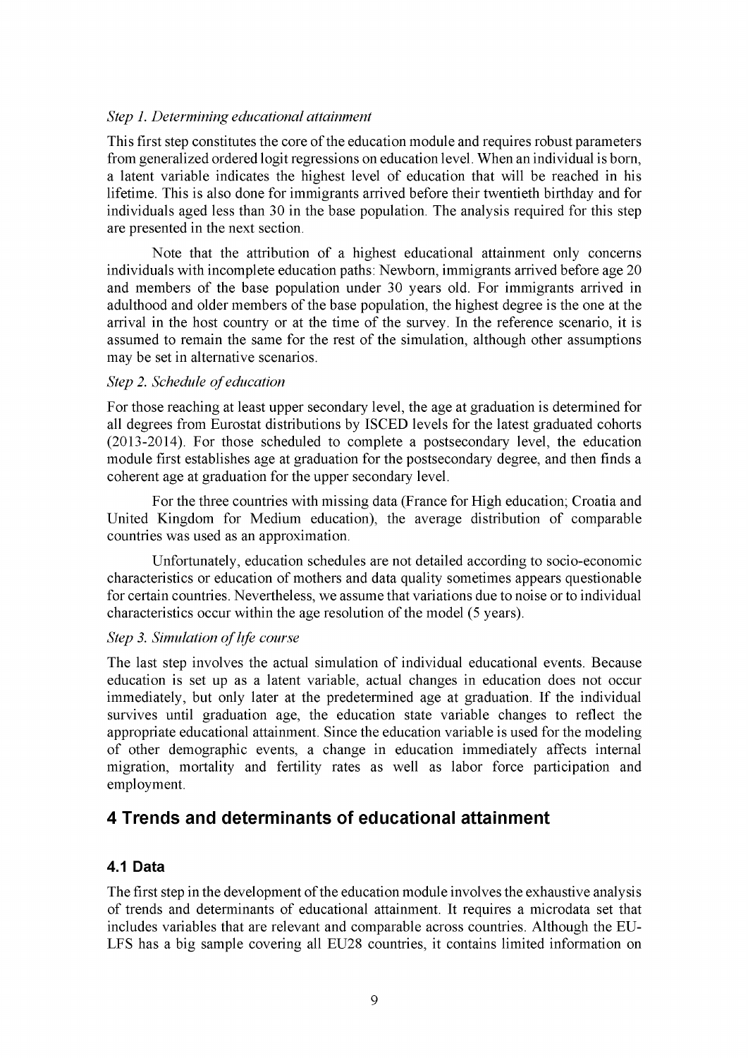*Step 1. Determining educational attainment*

This first step constitutes the core of the education module and requires robust parameters from generalized ordered logit regressions on education level. When an individual is born, a latent variable indicates the highest level of education that will be reached in his lifetime. This is also done for immigrants arrived before their twentieth birthday and for individuals aged less than 30 in the base population. The analysis required for this step are presented in the next section.

Note that the attribution of a highest educational attainment only concerns individuals with incomplete education paths: Newborn, immigrants arrived before age 20 and members of the base population under 30 years old. For immigrants arrived in adulthood and older members of the base population, the highest degree is the one at the arrival in the host country or at the time of the survey. In the reference scenario, it is assumed to remain the same for the rest of the simulation, although other assumptions may be set in alternative scenarios.

*Step 2. Schedule of education*

For those reaching at least upper secondary level, the age at graduation is determined for all degrees from Eurostat distributions by ISCED levels for the latest graduated cohorts (2013-2014). For those scheduled to complete a postsecondary level, the education module first establishes age at graduation for the postsecondary degree, and then finds a coherent age at graduation for the upper secondary level.

For the three countries with missing data (France for High education; Croatia and United Kingdom for Medium education), the average distribution of comparable countries was used as an approximation.

Unfortunately, education schedules are not detailed according to socio-economic characteristics or education of mothers and data quality sometimes appears questionable for certain countries. Nevertheless, we assume that variations due to noise or to individual characteristics occur within the age resolution of the model (5 years).

*Step 3. Simulation of life course*

The last step involves the actual simulation of individual educational events. Because education is set up as a latent variable, actual changes in education does not occur immediately, but only later at the predetermined age at graduation. If the individual survives until graduation age, the education state variable changes to reflect the appropriate educational attainment. Since the education variable is used for the modeling of other demographic events, a change in education immediately affects internal migration, mortality and fertility rates as well as labor force participation and employment.

# 4 Trends and determinants of educational attainment

## 4.1 Data

The first step in the development of the education module involves the exhaustive analysis of trends and determinants of educational attainment. It requires a microdata set that includes variables that are relevant and comparable across countries. Although the EU-LFS has a big sample covering all EU28 countries, it contains limited information on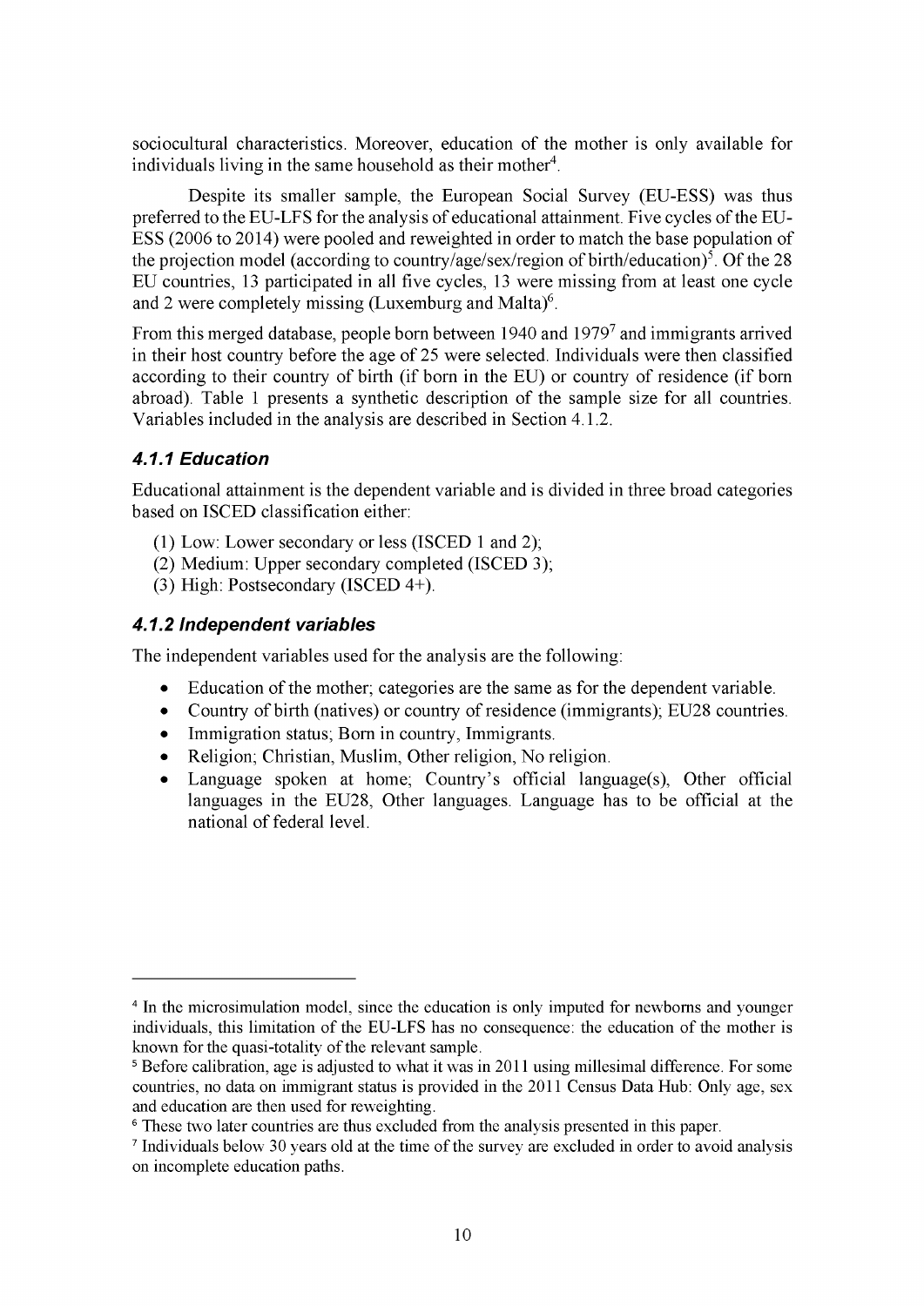sociocultural characteristics. Moreover, education of the mother is only available for individuals living in the same household as their mother[4].

Despite its smaller sample, the European Social Survey (EU-ESS) was thus preferred to the EU-LFS for the analysis of educational attainment. Five cycles of the EU-ESS (2006 to 2014) were pooled and reweighted in order to match the base population of the projection model (according to country/age/sex/region of birth/education)[5]. Of the 28 EU countries, 13 participated in all five cycles, 13 were missing from at least one cycle and 2 were completely missing (Luxemburg and Malta)[6].

From this merged database, people born between 1940 and 1979[7] and immigrants arrived in their host country before the age of 25 were selected. Individuals were then classified according to their country of birth (if born in the EU) or country of residence (if born abroad). Table 1 presents a synthetic description of the sample size for all countries. Variables included in the analysis are described in Section 4.1.2.

### *4.1.1 Education*

Educational attainment is the dependent variable and is divided in three broad categories based on ISCED classification either:

(1) Low: Lower secondary or less (ISCED 1 and 2);
(2) Medium: Upper secondary completed (ISCED 3);
(3) High: Postsecondary (ISCED 4+).

### *4.1.2 Independent variables*

The independent variables used for the analysis are the following:

- Education of the mother; categories are the same as for the dependent variable.
- Country of birth (natives) or country of residence (immigrants); EU28 countries.
- Immigration status; Born in country, Immigrants.
- Religion; Christian, Muslim, Other religion, No religion.
- Language spoken at home; Country's official language(s), Other official languages in the EU28, Other languages. Language has to be official at the national of federal level.

---

[4] In the microsimulation model, since the education is only imputed for newborns and younger individuals, this limitation of the EU-LFS has no consequence: the education of the mother is known for the quasi-totality of the relevant sample.

[5] Before calibration, age is adjusted to what it was in 2011 using millesimal difference. For some countries, no data on immigrant status is provided in the 2011 Census Data Hub: Only age, sex and education are then used for reweighting.

[6] These two later countries are thus excluded from the analysis presented in this paper.

[7] Individuals below 30 years old at the time of the survey are excluded in order to avoid analysis on incomplete education paths.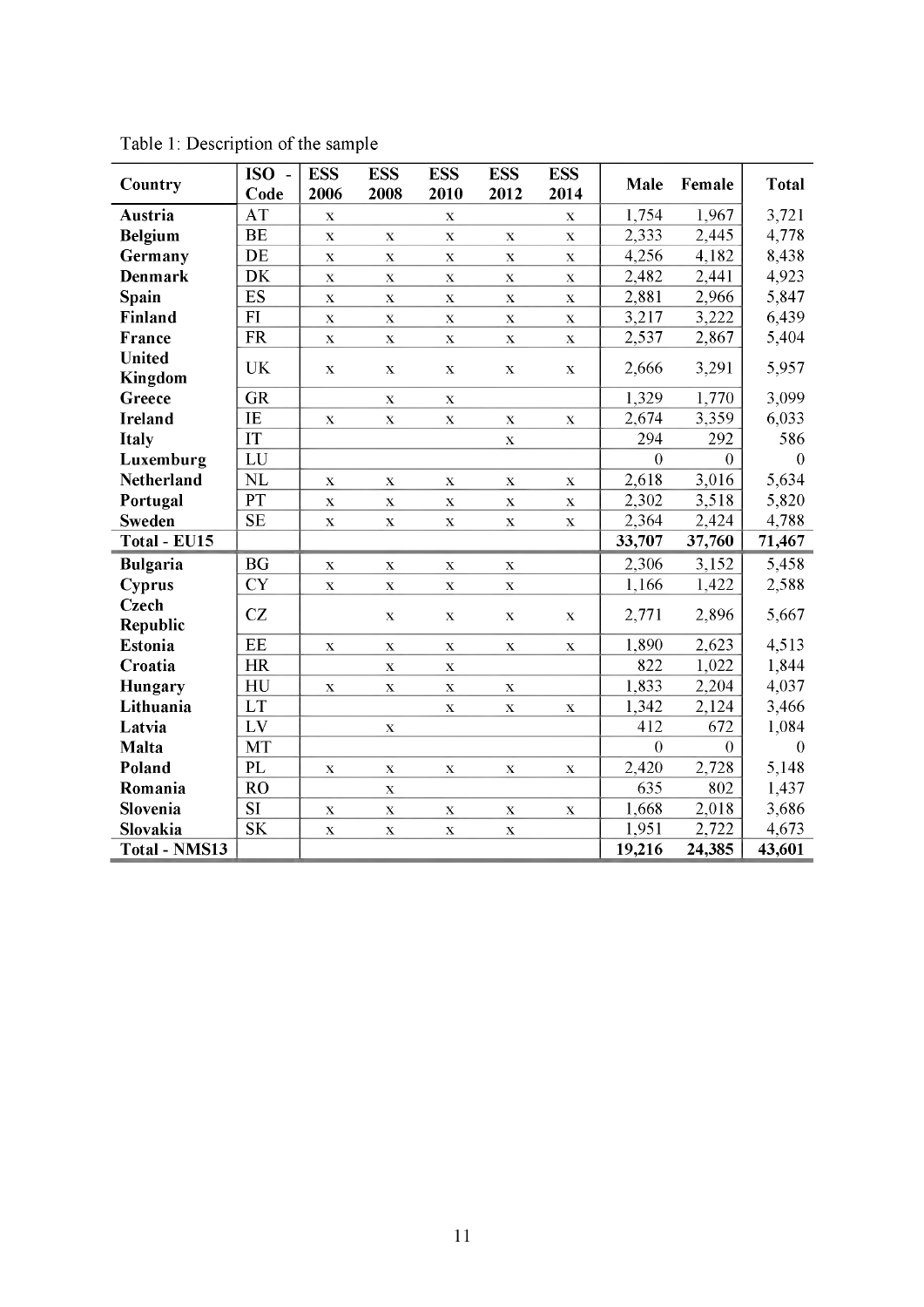Table 1: Description of the sample

| Country | ISO - Code | ESS 2006 | ESS 2008 | ESS 2010 | ESS 2012 | ESS 2014 | Male | Female | Total |
|---|---|---|---|---|---|---|---|---|---|
| **Austria** | AT | x | | x | | x | 1,754 | 1,967 | 3,721 |
| **Belgium** | BE | x | x | x | x | x | 2,333 | 2,445 | 4,778 |
| **Germany** | DE | x | x | x | x | x | 4,256 | 4,182 | 8,438 |
| **Denmark** | DK | x | x | x | x | x | 2,482 | 2,441 | 4,923 |
| **Spain** | ES | x | x | x | x | x | 2,881 | 2,966 | 5,847 |
| **Finland** | FI | x | x | x | x | x | 3,217 | 3,222 | 6,439 |
| **France** | FR | x | x | x | x | x | 2,537 | 2,867 | 5,404 |
| **United Kingdom** | UK | x | x | x | x | x | 2,666 | 3,291 | 5,957 |
| **Greece** | GR | | x | x | | | 1,329 | 1,770 | 3,099 |
| **Ireland** | IE | x | x | x | x | x | 2,674 | 3,359 | 6,033 |
| **Italy** | IT | | | | x | | 294 | 292 | 586 |
| **Luxemburg** | LU | | | | | | 0 | 0 | 0 |
| **Netherland** | NL | x | x | x | x | x | 2,618 | 3,016 | 5,634 |
| **Portugal** | PT | x | x | x | x | x | 2,302 | 3,518 | 5,820 |
| **Sweden** | SE | x | x | x | x | x | 2,364 | 2,424 | 4,788 |
| **Total - EU15** | | | | | | | **33,707** | **37,760** | **71,467** |
| **Bulgaria** | BG | x | x | x | x | | 2,306 | 3,152 | 5,458 |
| **Cyprus** | CY | x | x | x | x | | 1,166 | 1,422 | 2,588 |
| **Czech Republic** | CZ | | x | x | x | x | 2,771 | 2,896 | 5,667 |
| **Estonia** | EE | x | x | x | x | x | 1,890 | 2,623 | 4,513 |
| **Croatia** | HR | | x | x | | | 822 | 1,022 | 1,844 |
| **Hungary** | HU | x | x | x | x | | 1,833 | 2,204 | 4,037 |
| **Lithuania** | LT | | | x | x | x | 1,342 | 2,124 | 3,466 |
| **Latvia** | LV | | x | | | | 412 | 672 | 1,084 |
| **Malta** | MT | | | | | | 0 | 0 | 0 |
| **Poland** | PL | x | x | x | x | x | 2,420 | 2,728 | 5,148 |
| **Romania** | RO | | x | | | | 635 | 802 | 1,437 |
| **Slovenia** | SI | x | x | x | x | x | 1,668 | 2,018 | 3,686 |
| **Slovakia** | SK | x | x | x | x | | 1,951 | 2,722 | 4,673 |
| **Total - NMS13** | | | | | | | **19,216** | **24,385** | **43,601** |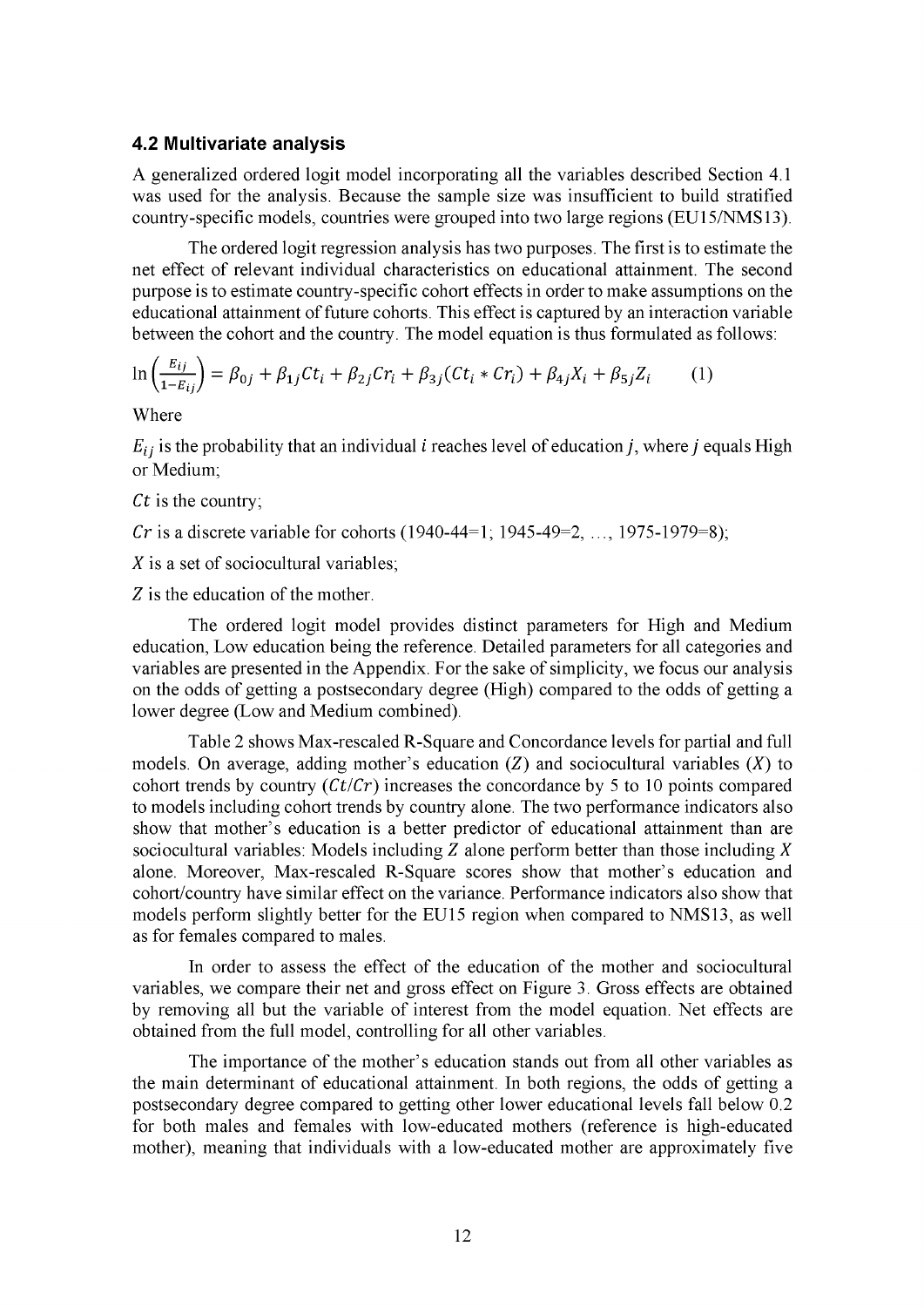### 4.2 Multivariate analysis

A generalized ordered logit model incorporating all the variables described Section 4.1 was used for the analysis. Because the sample size was insufficient to build stratified country-specific models, countries were grouped into two large regions (EU15/NMS13).

The ordered logit regression analysis has two purposes. The first is to estimate the net effect of relevant individual characteristics on educational attainment. The second purpose is to estimate country-specific cohort effects in order to make assumptions on the educational attainment of future cohorts. This effect is captured by an interaction variable between the cohort and the country. The model equation is thus formulated as follows:

$$\ln\left(\frac{E_{ij}}{1-E_{ij}}\right) = \beta_{0j} + \beta_{1j}Ct_i + \beta_{2j}Cr_i + \beta_{3j}(Ct_i * Cr_i) + \beta_{4j}X_i + \beta_{5j}Z_i \qquad (1)$$

Where

$E_{ij}$ is the probability that an individual $i$ reaches level of education $j$, where $j$ equals High or Medium;

$Ct$ is the country;

$Cr$ is a discrete variable for cohorts (1940-44=1; 1945-49=2, …, 1975-1979=8);

$X$ is a set of sociocultural variables;

$Z$ is the education of the mother.

The ordered logit model provides distinct parameters for High and Medium education, Low education being the reference. Detailed parameters for all categories and variables are presented in the Appendix. For the sake of simplicity, we focus our analysis on the odds of getting a postsecondary degree (High) compared to the odds of getting a lower degree (Low and Medium combined).

Table 2 shows Max-rescaled R-Square and Concordance levels for partial and full models. On average, adding mother's education ($Z$) and sociocultural variables ($X$) to cohort trends by country ($Ct/Cr$) increases the concordance by 5 to 10 points compared to models including cohort trends by country alone. The two performance indicators also show that mother's education is a better predictor of educational attainment than are sociocultural variables: Models including $Z$ alone perform better than those including $X$ alone. Moreover, Max-rescaled R-Square scores show that mother's education and cohort/country have similar effect on the variance. Performance indicators also show that models perform slightly better for the EU15 region when compared to NMS13, as well as for females compared to males.

In order to assess the effect of the education of the mother and sociocultural variables, we compare their net and gross effect on Figure 3. Gross effects are obtained by removing all but the variable of interest from the model equation. Net effects are obtained from the full model, controlling for all other variables.

The importance of the mother's education stands out from all other variables as the main determinant of educational attainment. In both regions, the odds of getting a postsecondary degree compared to getting other lower educational levels fall below 0.2 for both males and females with low-educated mothers (reference is high-educated mother), meaning that individuals with a low-educated mother are approximately five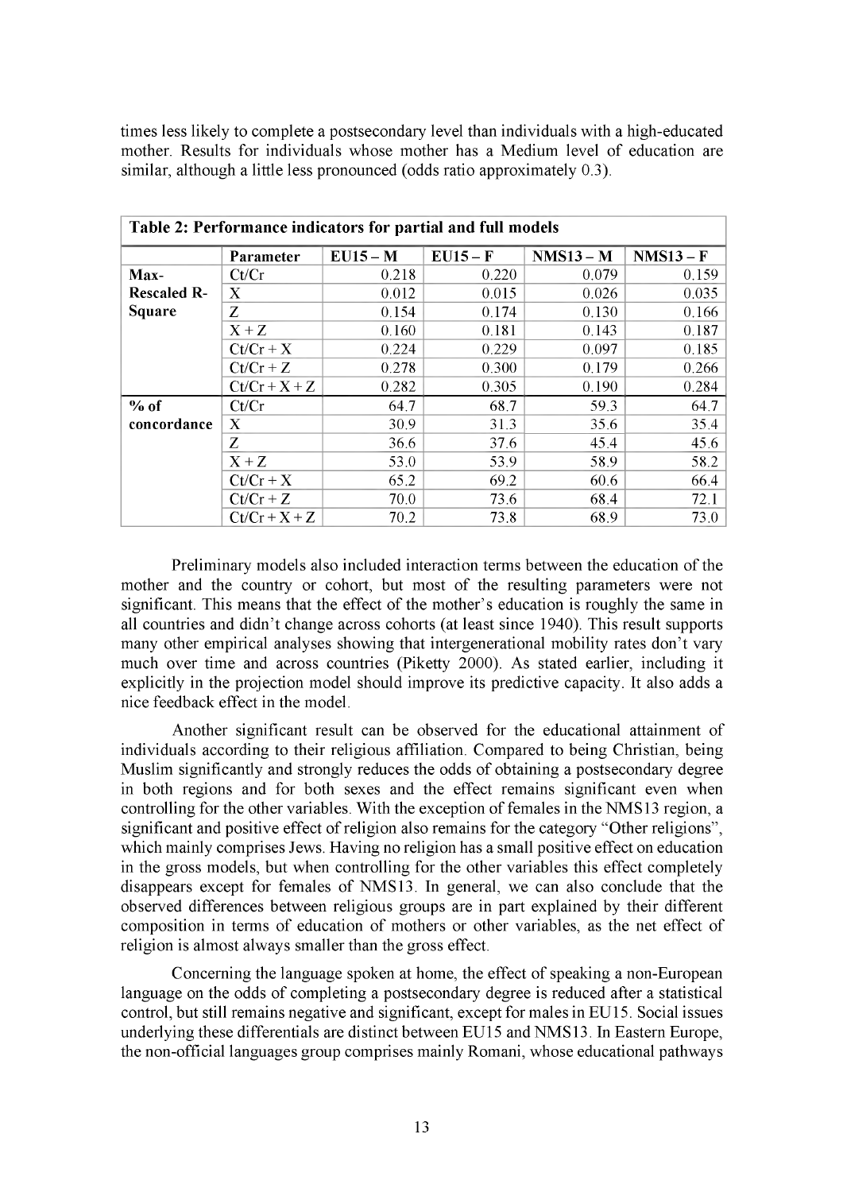times less likely to complete a postsecondary level than individuals with a high-educated mother. Results for individuals whose mother has a Medium level of education are similar, although a little less pronounced (odds ratio approximately 0.3).

**Table 2: Performance indicators for partial and full models**

| | Parameter | EU15 – M | EU15 – F | NMS13 – M | NMS13 – F |
|---|---|---|---|---|---|
| **Max-Rescaled R-Square** | Ct/Cr | 0.218 | 0.220 | 0.079 | 0.159 |
| | X | 0.012 | 0.015 | 0.026 | 0.035 |
| | Z | 0.154 | 0.174 | 0.130 | 0.166 |
| | X + Z | 0.160 | 0.181 | 0.143 | 0.187 |
| | Ct/Cr + X | 0.224 | 0.229 | 0.097 | 0.185 |
| | Ct/Cr + Z | 0.278 | 0.300 | 0.179 | 0.266 |
| | Ct/Cr + X + Z | 0.282 | 0.305 | 0.190 | 0.284 |
| **% of concordance** | Ct/Cr | 64.7 | 68.7 | 59.3 | 64.7 |
| | X | 30.9 | 31.3 | 35.6 | 35.4 |
| | Z | 36.6 | 37.6 | 45.4 | 45.6 |
| | X + Z | 53.0 | 53.9 | 58.9 | 58.2 |
| | Ct/Cr + X | 65.2 | 69.2 | 60.6 | 66.4 |
| | Ct/Cr + Z | 70.0 | 73.6 | 68.4 | 72.1 |
| | Ct/Cr + X + Z | 70.2 | 73.8 | 68.9 | 73.0 |

Preliminary models also included interaction terms between the education of the mother and the country or cohort, but most of the resulting parameters were not significant. This means that the effect of the mother's education is roughly the same in all countries and didn't change across cohorts (at least since 1940). This result supports many other empirical analyses showing that intergenerational mobility rates don't vary much over time and across countries (Piketty 2000). As stated earlier, including it explicitly in the projection model should improve its predictive capacity. It also adds a nice feedback effect in the model.

Another significant result can be observed for the educational attainment of individuals according to their religious affiliation. Compared to being Christian, being Muslim significantly and strongly reduces the odds of obtaining a postsecondary degree in both regions and for both sexes and the effect remains significant even when controlling for the other variables. With the exception of females in the NMS13 region, a significant and positive effect of religion also remains for the category "Other religions", which mainly comprises Jews. Having no religion has a small positive effect on education in the gross models, but when controlling for the other variables this effect completely disappears except for females of NMS13. In general, we can also conclude that the observed differences between religious groups are in part explained by their different composition in terms of education of mothers or other variables, as the net effect of religion is almost always smaller than the gross effect.

Concerning the language spoken at home, the effect of speaking a non-European language on the odds of completing a postsecondary degree is reduced after a statistical control, but still remains negative and significant, except for males in EU15. Social issues underlying these differentials are distinct between EU15 and NMS13. In Eastern Europe, the non-official languages group comprises mainly Romani, whose educational pathways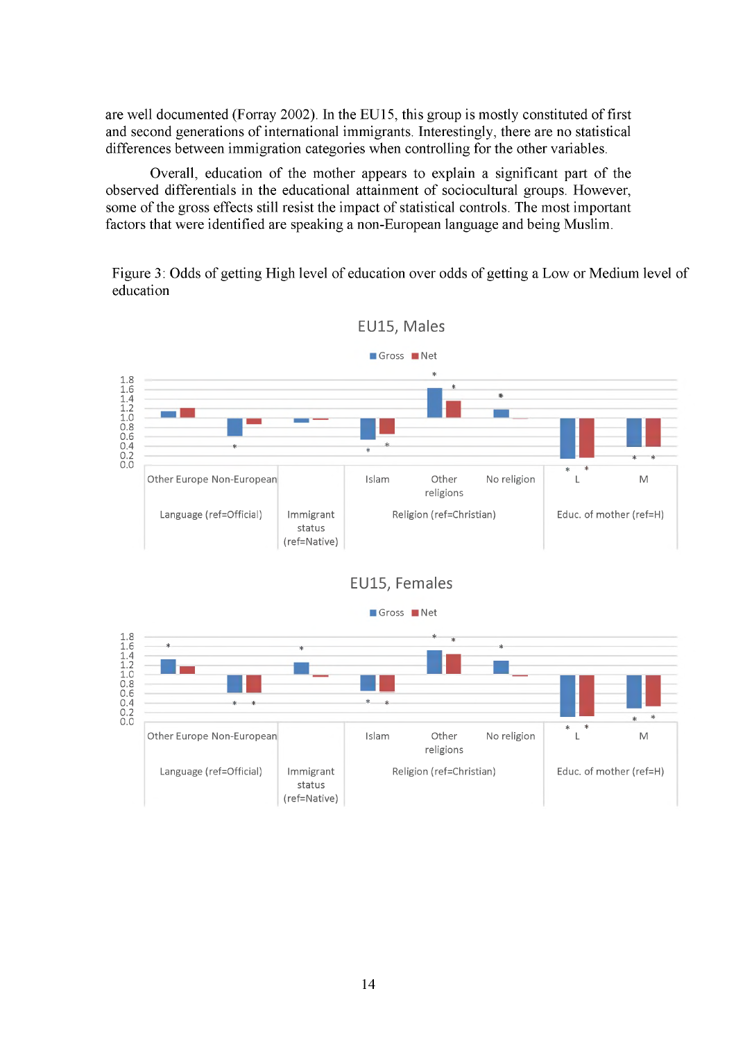are well documented (Forray 2002). In the EU15, this group is mostly constituted of first and second generations of international immigrants. Interestingly, there are no statistical differences between immigration categories when controlling for the other variables.

Overall, education of the mother appears to explain a significant part of the observed differentials in the educational attainment of sociocultural groups. However, some of the gross effects still resist the impact of statistical controls. The most important factors that were identified are speaking a non-European language and being Muslim.

Figure 3: Odds of getting High level of education over odds of getting a Low or Medium level of education

**EU15, Males**

Gross / Net

Categories: Other Europe, Non-European — Language (ref=Official); Immigrant status (ref=Native); Islam, Other religions, No religion — Religion (ref=Christian); L, M — Educ. of mother (ref=H)

**EU15, Females**

Gross / Net

Categories: Other Europe, Non-European — Language (ref=Official); Immigrant status (ref=Native); Islam, Other religions, No religion — Religion (ref=Christian); L, M — Educ. of mother (ref=H)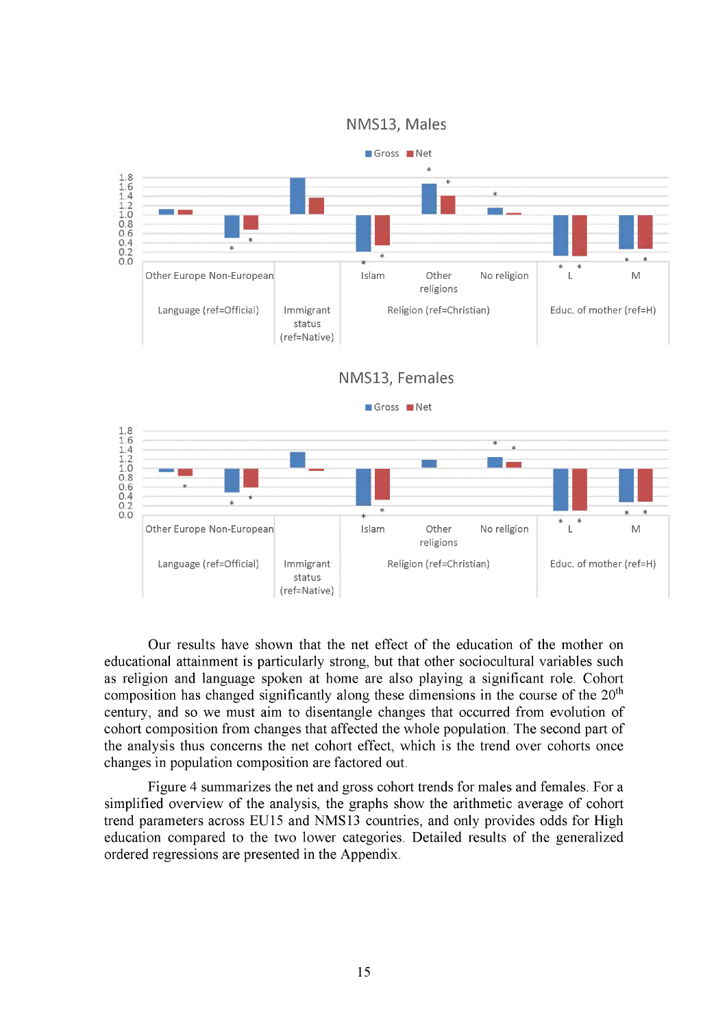NMS13, Males

Gross Net

Other Europe Non-European

Language (ref=Official)

Immigrant status (ref=Native)

Islam

Other religions

No religion

Religion (ref=Christian)

L

M

Educ. of mother (ref=H)

NMS13, Females

Gross Net

Other Europe Non-European

Language (ref=Official)

Immigrant status (ref=Native)

Islam

Other religions

No religion

Religion (ref=Christian)

L

M

Educ. of mother (ref=H)

Our results have shown that the net effect of the education of the mother on educational attainment is particularly strong, but that other sociocultural variables such as religion and language spoken at home are also playing a significant role. Cohort composition has changed significantly along these dimensions in the course of the 20th century, and so we must aim to disentangle changes that occurred from evolution of cohort composition from changes that affected the whole population. The second part of the analysis thus concerns the net cohort effect, which is the trend over cohorts once changes in population composition are factored out.

Figure 4 summarizes the net and gross cohort trends for males and females. For a simplified overview of the analysis, the graphs show the arithmetic average of cohort trend parameters across EU15 and NMS13 countries, and only provides odds for High education compared to the two lower categories. Detailed results of the generalized ordered regressions are presented in the Appendix.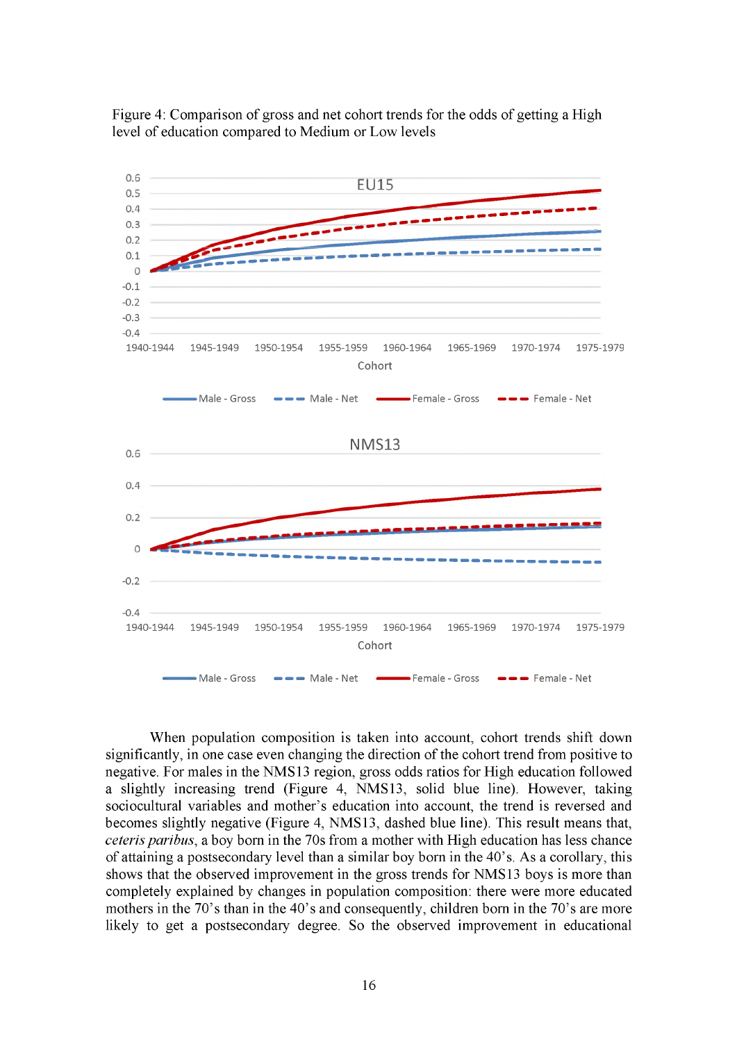Figure 4: Comparison of gross and net cohort trends for the odds of getting a High level of education compared to Medium or Low levels

When population composition is taken into account, cohort trends shift down significantly, in one case even changing the direction of the cohort trend from positive to negative. For males in the NMS13 region, gross odds ratios for High education followed a slightly increasing trend (Figure 4, NMS13, solid blue line). However, taking sociocultural variables and mother's education into account, the trend is reversed and becomes slightly negative (Figure 4, NMS13, dashed blue line). This result means that, *ceteris paribus*, a boy born in the 70s from a mother with High education has less chance of attaining a postsecondary level than a similar boy born in the 40's. As a corollary, this shows that the observed improvement in the gross trends for NMS13 boys is more than completely explained by changes in population composition: there were more educated mothers in the 70's than in the 40's and consequently, children born in the 70's are more likely to get a postsecondary degree. So the observed improvement in educational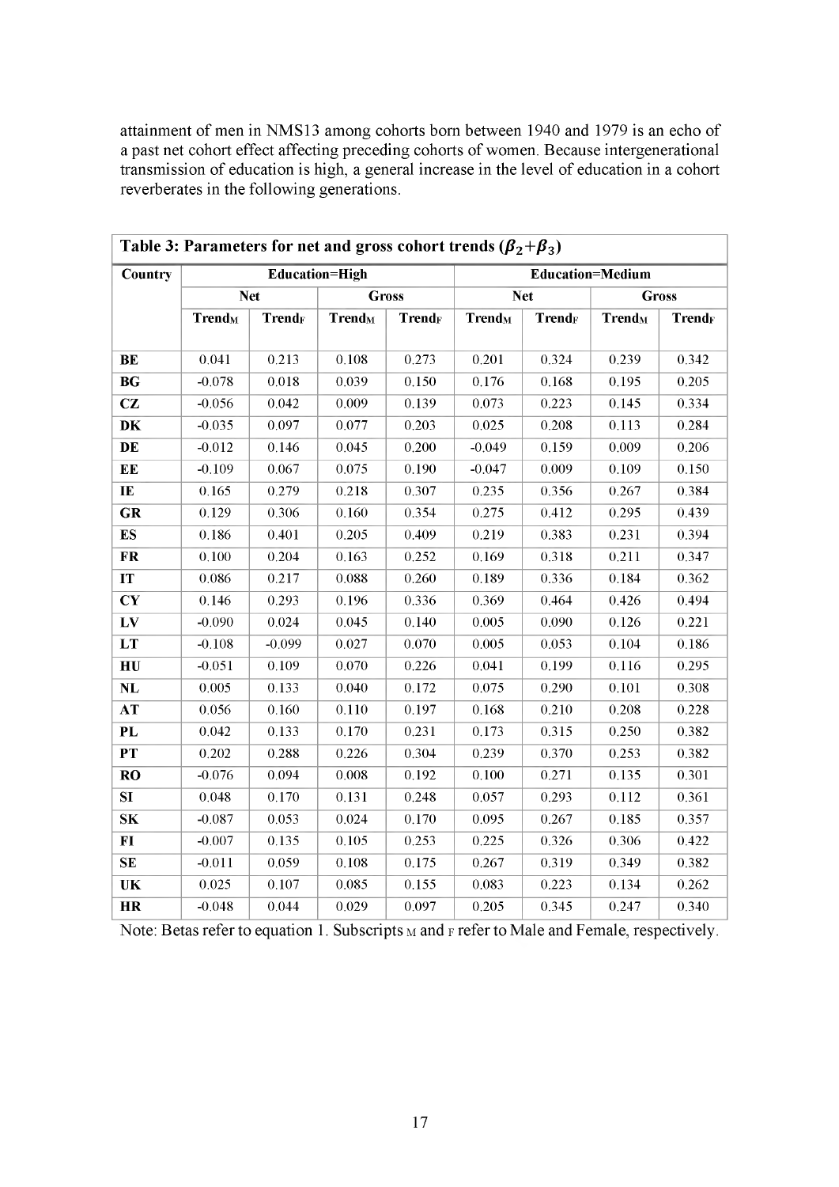attainment of men in NMS13 among cohorts born between 1940 and 1979 is an echo of a past net cohort effect affecting preceding cohorts of women. Because intergenerational transmission of education is high, a general increase in the level of education in a cohort reverberates in the following generations.

**Table 3: Parameters for net and gross cohort trends ($\beta_2$+$\beta_3$)**

| Country | Education=High | | | | Education=Medium | | | |
|---|---|---|---|---|---|---|---|---|
| | Net | | Gross | | Net | | Gross | |
| | $Trend_M$ | $Trend_F$ | $Trend_M$ | $Trend_F$ | $Trend_M$ | $Trend_F$ | $Trend_M$ | $Trend_F$ |
| **BE** | 0.041 | 0.213 | 0.108 | 0.273 | 0.201 | 0.324 | 0.239 | 0.342 |
| **BG** | -0.078 | 0.018 | 0.039 | 0.150 | 0.176 | 0.168 | 0.195 | 0.205 |
| **CZ** | -0.056 | 0.042 | 0.009 | 0.139 | 0.073 | 0.223 | 0.145 | 0.334 |
| **DK** | -0.035 | 0.097 | 0.077 | 0.203 | 0.025 | 0.208 | 0.113 | 0.284 |
| **DE** | -0.012 | 0.146 | 0.045 | 0.200 | -0.049 | 0.159 | 0.009 | 0.206 |
| **EE** | -0.109 | 0.067 | 0.075 | 0.190 | -0.047 | 0.009 | 0.109 | 0.150 |
| **IE** | 0.165 | 0.279 | 0.218 | 0.307 | 0.235 | 0.356 | 0.267 | 0.384 |
| **GR** | 0.129 | 0.306 | 0.160 | 0.354 | 0.275 | 0.412 | 0.295 | 0.439 |
| **ES** | 0.186 | 0.401 | 0.205 | 0.409 | 0.219 | 0.383 | 0.231 | 0.394 |
| **FR** | 0.100 | 0.204 | 0.163 | 0.252 | 0.169 | 0.318 | 0.211 | 0.347 |
| **IT** | 0.086 | 0.217 | 0.088 | 0.260 | 0.189 | 0.336 | 0.184 | 0.362 |
| **CY** | 0.146 | 0.293 | 0.196 | 0.336 | 0.369 | 0.464 | 0.426 | 0.494 |
| **LV** | -0.090 | 0.024 | 0.045 | 0.140 | 0.005 | 0.090 | 0.126 | 0.221 |
| **LT** | -0.108 | -0.099 | 0.027 | 0.070 | 0.005 | 0.053 | 0.104 | 0.186 |
| **HU** | -0.051 | 0.109 | 0.070 | 0.226 | 0.041 | 0.199 | 0.116 | 0.295 |
| **NL** | 0.005 | 0.133 | 0.040 | 0.172 | 0.075 | 0.290 | 0.101 | 0.308 |
| **AT** | 0.056 | 0.160 | 0.110 | 0.197 | 0.168 | 0.210 | 0.208 | 0.228 |
| **PL** | 0.042 | 0.133 | 0.170 | 0.231 | 0.173 | 0.315 | 0.250 | 0.382 |
| **PT** | 0.202 | 0.288 | 0.226 | 0.304 | 0.239 | 0.370 | 0.253 | 0.382 |
| **RO** | -0.076 | 0.094 | 0.008 | 0.192 | 0.100 | 0.271 | 0.135 | 0.301 |
| **SI** | 0.048 | 0.170 | 0.131 | 0.248 | 0.057 | 0.293 | 0.112 | 0.361 |
| **SK** | -0.087 | 0.053 | 0.024 | 0.170 | 0.095 | 0.267 | 0.185 | 0.357 |
| **FI** | -0.007 | 0.135 | 0.105 | 0.253 | 0.225 | 0.326 | 0.306 | 0.422 |
| **SE** | -0.011 | 0.059 | 0.108 | 0.175 | 0.267 | 0.319 | 0.349 | 0.382 |
| **UK** | 0.025 | 0.107 | 0.085 | 0.155 | 0.083 | 0.223 | 0.134 | 0.262 |
| **HR** | -0.048 | 0.044 | 0.029 | 0.097 | 0.205 | 0.345 | 0.247 | 0.340 |

Note: Betas refer to equation 1. Subscripts M and F refer to Male and Female, respectively.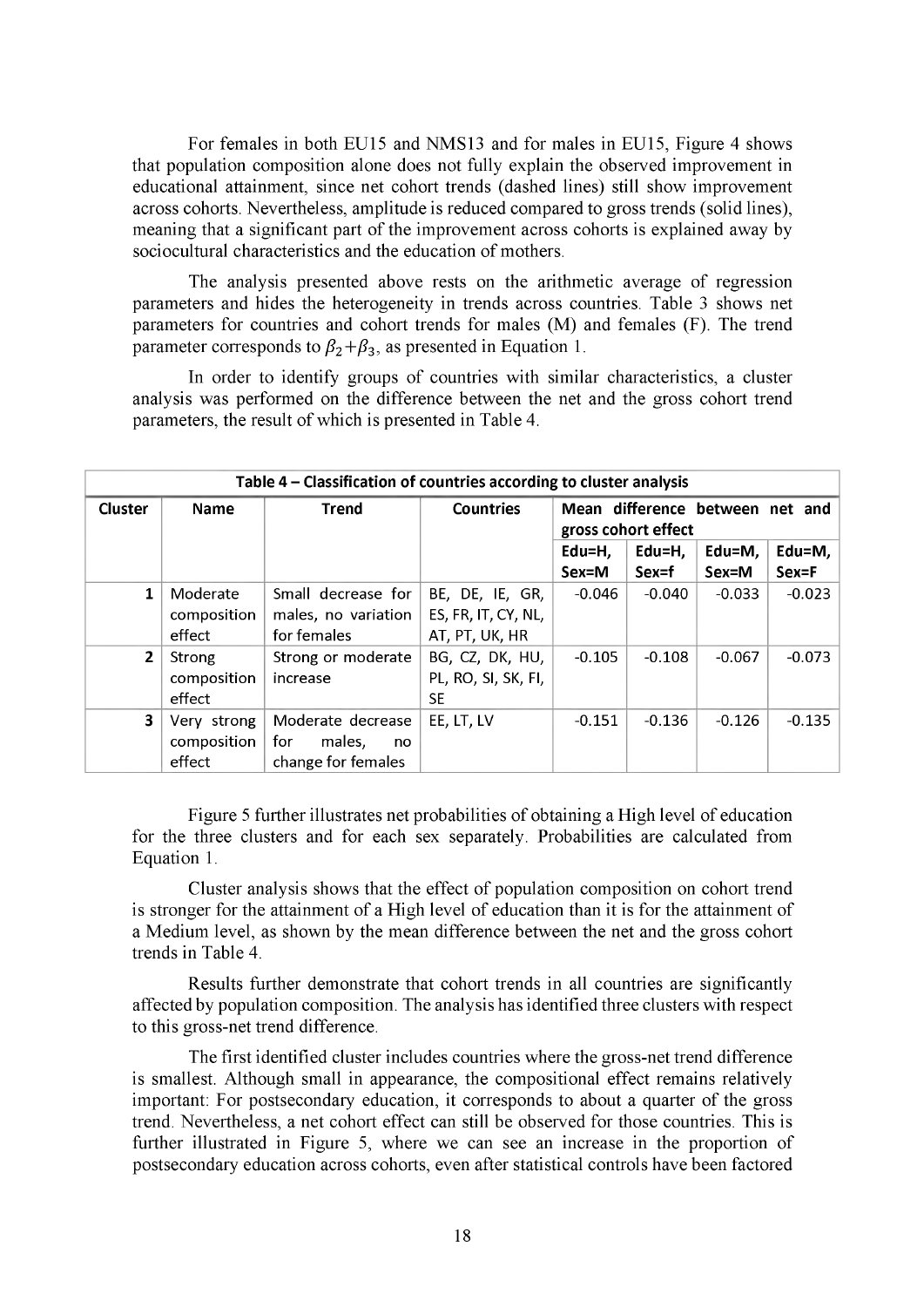For females in both EU15 and NMS13 and for males in EU15, Figure 4 shows that population composition alone does not fully explain the observed improvement in educational attainment, since net cohort trends (dashed lines) still show improvement across cohorts. Nevertheless, amplitude is reduced compared to gross trends (solid lines), meaning that a significant part of the improvement across cohorts is explained away by sociocultural characteristics and the education of mothers.

The analysis presented above rests on the arithmetic average of regression parameters and hides the heterogeneity in trends across countries. Table 3 shows net parameters for countries and cohort trends for males (M) and females (F). The trend parameter corresponds to $\beta_2$+$\beta_3$, as presented in Equation 1.

In order to identify groups of countries with similar characteristics, a cluster analysis was performed on the difference between the net and the gross cohort trend parameters, the result of which is presented in Table 4.

**Table 4 – Classification of countries according to cluster analysis**

| Cluster | Name | Trend | Countries | Mean difference between net and gross cohort effect | | | |
|---|---|---|---|---|---|---|---|
| | | | | Edu=H, Sex=M | Edu=H, Sex=f | Edu=M, Sex=M | Edu=M, Sex=F |
| 1 | Moderate composition effect | Small decrease for males, no variation for females | BE, DE, IE, GR, ES, FR, IT, CY, NL, AT, PT, UK, HR | -0.046 | -0.040 | -0.033 | -0.023 |
| 2 | Strong composition effect | Strong or moderate increase | BG, CZ, DK, HU, PL, RO, SI, SK, FI, SE | -0.105 | -0.108 | -0.067 | -0.073 |
| 3 | Very strong composition effect | Moderate decrease for males, no change for females | EE, LT, LV | -0.151 | -0.136 | -0.126 | -0.135 |

Figure 5 further illustrates net probabilities of obtaining a High level of education for the three clusters and for each sex separately. Probabilities are calculated from Equation 1.

Cluster analysis shows that the effect of population composition on cohort trend is stronger for the attainment of a High level of education than it is for the attainment of a Medium level, as shown by the mean difference between the net and the gross cohort trends in Table 4.

Results further demonstrate that cohort trends in all countries are significantly affected by population composition. The analysis has identified three clusters with respect to this gross-net trend difference.

The first identified cluster includes countries where the gross-net trend difference is smallest. Although small in appearance, the compositional effect remains relatively important: For postsecondary education, it corresponds to about a quarter of the gross trend. Nevertheless, a net cohort effect can still be observed for those countries. This is further illustrated in Figure 5, where we can see an increase in the proportion of postsecondary education across cohorts, even after statistical controls have been factored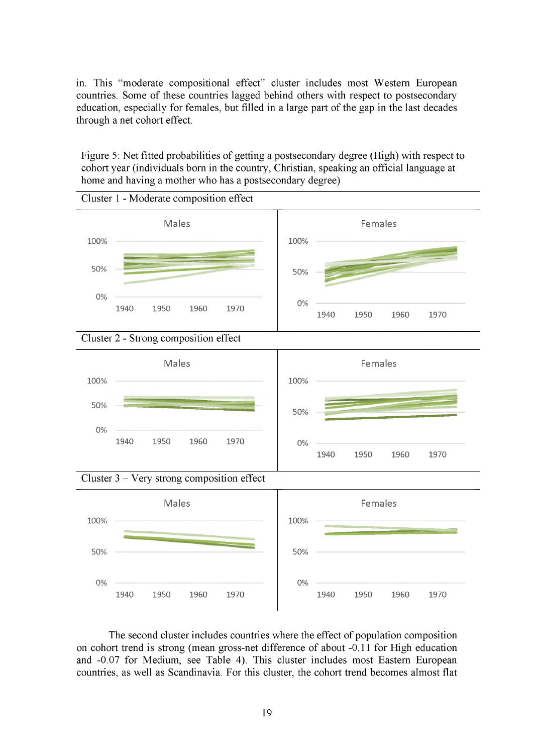in. This "moderate compositional effect" cluster includes most Western European countries. Some of these countries lagged behind others with respect to postsecondary education, especially for females, but filled in a large part of the gap in the last decades through a net cohort effect.

Figure 5: Net fitted probabilities of getting a postsecondary degree (High) with respect to cohort year (individuals born in the country, Christian, speaking an official language at home and having a mother who has a postsecondary degree)

Cluster 1 - Moderate composition effect

Cluster 2 - Strong composition effect

Cluster 3 – Very strong composition effect

The second cluster includes countries where the effect of population composition on cohort trend is strong (mean gross-net difference of about -0.11 for High education and -0.07 for Medium, see Table 4). This cluster includes most Eastern European countries, as well as Scandinavia. For this cluster, the cohort trend becomes almost flat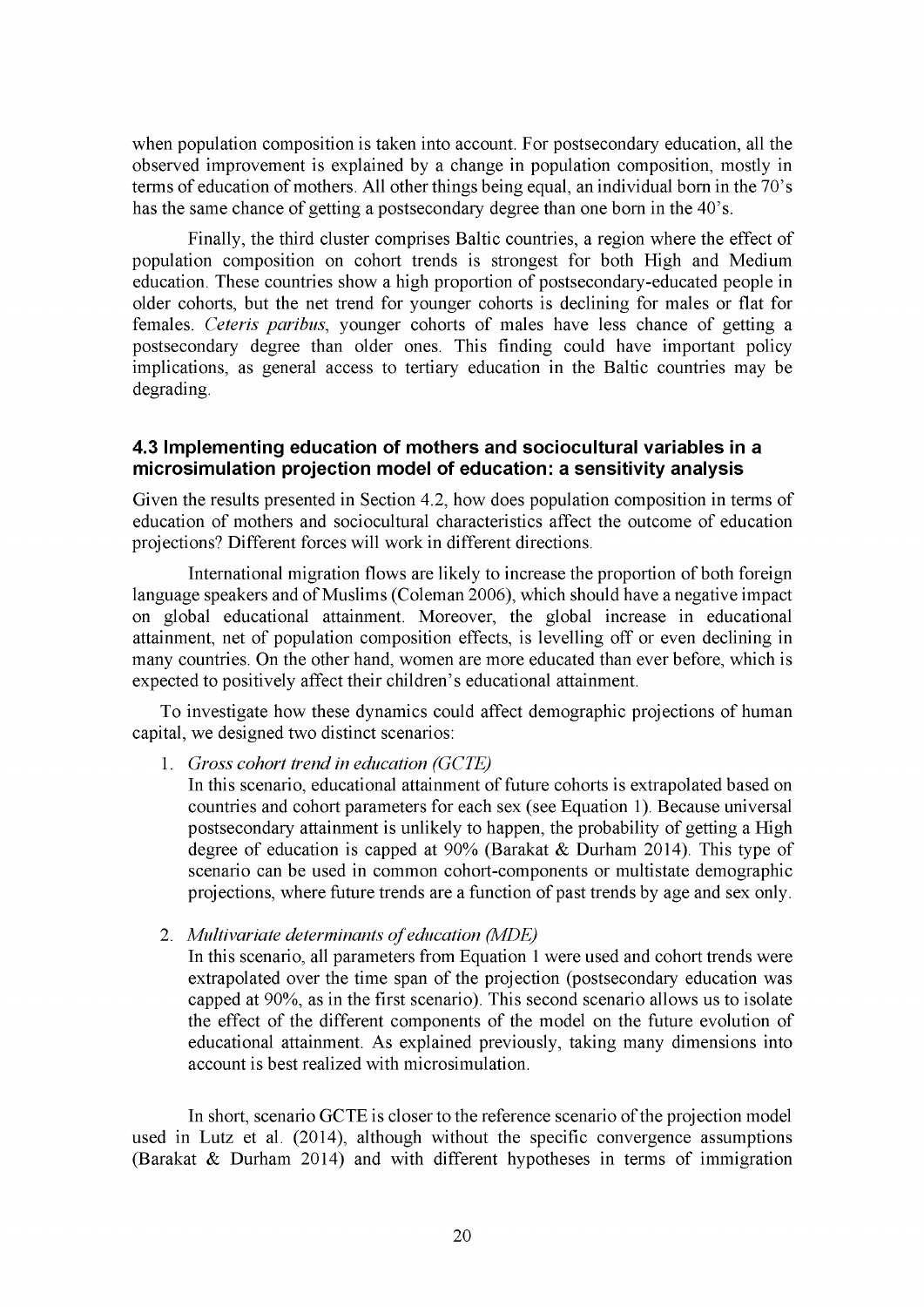when population composition is taken into account. For postsecondary education, all the observed improvement is explained by a change in population composition, mostly in terms of education of mothers. All other things being equal, an individual born in the 70's has the same chance of getting a postsecondary degree than one born in the 40's.

Finally, the third cluster comprises Baltic countries, a region where the effect of population composition on cohort trends is strongest for both High and Medium education. These countries show a high proportion of postsecondary-educated people in older cohorts, but the net trend for younger cohorts is declining for males or flat for females. *Ceteris paribus*, younger cohorts of males have less chance of getting a postsecondary degree than older ones. This finding could have important policy implications, as general access to tertiary education in the Baltic countries may be degrading.

### 4.3 Implementing education of mothers and sociocultural variables in a microsimulation projection model of education: a sensitivity analysis

Given the results presented in Section 4.2, how does population composition in terms of education of mothers and sociocultural characteristics affect the outcome of education projections? Different forces will work in different directions.

International migration flows are likely to increase the proportion of both foreign language speakers and of Muslims (Coleman 2006), which should have a negative impact on global educational attainment. Moreover, the global increase in educational attainment, net of population composition effects, is levelling off or even declining in many countries. On the other hand, women are more educated than ever before, which is expected to positively affect their children's educational attainment.

To investigate how these dynamics could affect demographic projections of human capital, we designed two distinct scenarios:

1. *Gross cohort trend in education (GCTE)*
   In this scenario, educational attainment of future cohorts is extrapolated based on countries and cohort parameters for each sex (see Equation 1). Because universal postsecondary attainment is unlikely to happen, the probability of getting a High degree of education is capped at 90% (Barakat & Durham 2014). This type of scenario can be used in common cohort-components or multistate demographic projections, where future trends are a function of past trends by age and sex only.

2. *Multivariate determinants of education (MDE)*
   In this scenario, all parameters from Equation 1 were used and cohort trends were extrapolated over the time span of the projection (postsecondary education was capped at 90%, as in the first scenario). This second scenario allows us to isolate the effect of the different components of the model on the future evolution of educational attainment. As explained previously, taking many dimensions into account is best realized with microsimulation.

In short, scenario GCTE is closer to the reference scenario of the projection model used in Lutz et al. (2014), although without the specific convergence assumptions (Barakat & Durham 2014) and with different hypotheses in terms of immigration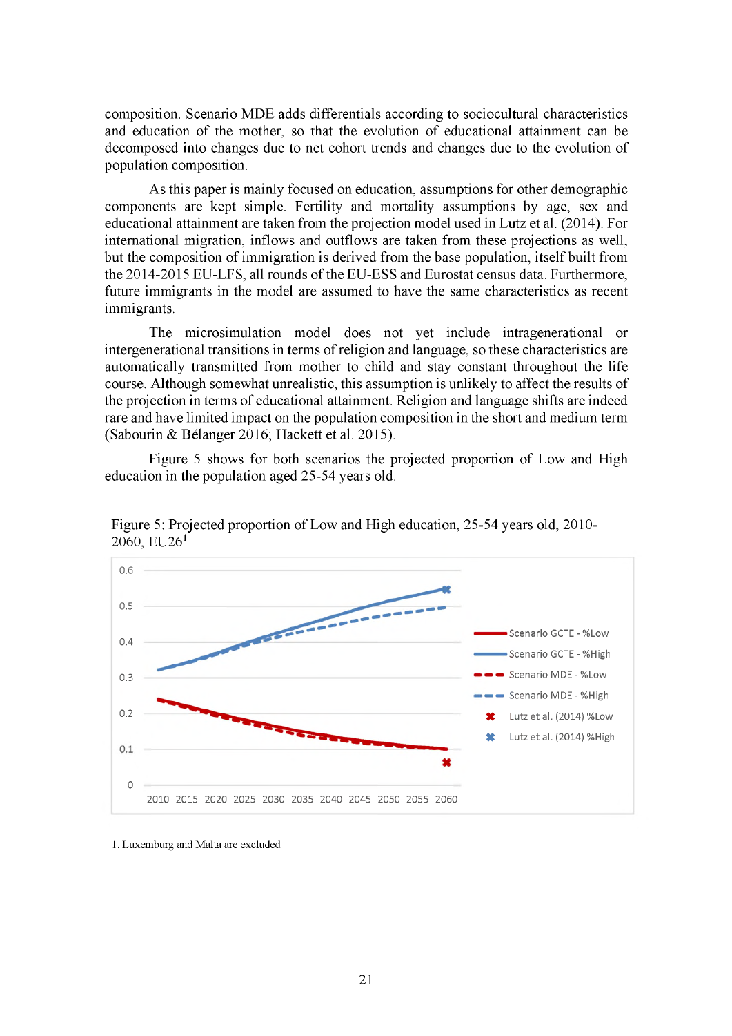composition. Scenario MDE adds differentials according to sociocultural characteristics and education of the mother, so that the evolution of educational attainment can be decomposed into changes due to net cohort trends and changes due to the evolution of population composition.

As this paper is mainly focused on education, assumptions for other demographic components are kept simple. Fertility and mortality assumptions by age, sex and educational attainment are taken from the projection model used in Lutz et al. (2014). For international migration, inflows and outflows are taken from these projections as well, but the composition of immigration is derived from the base population, itself built from the 2014-2015 EU-LFS, all rounds of the EU-ESS and Eurostat census data. Furthermore, future immigrants in the model are assumed to have the same characteristics as recent immigrants.

The microsimulation model does not yet include intragenerational or intergenerational transitions in terms of religion and language, so these characteristics are automatically transmitted from mother to child and stay constant throughout the life course. Although somewhat unrealistic, this assumption is unlikely to affect the results of the projection in terms of educational attainment. Religion and language shifts are indeed rare and have limited impact on the population composition in the short and medium term (Sabourin & Bélanger 2016; Hackett et al. 2015).

Figure 5 shows for both scenarios the projected proportion of Low and High education in the population aged 25-54 years old.

Figure 5: Projected proportion of Low and High education, 25-54 years old, 2010-2060, EU26[1]

1. Luxemburg and Malta are excluded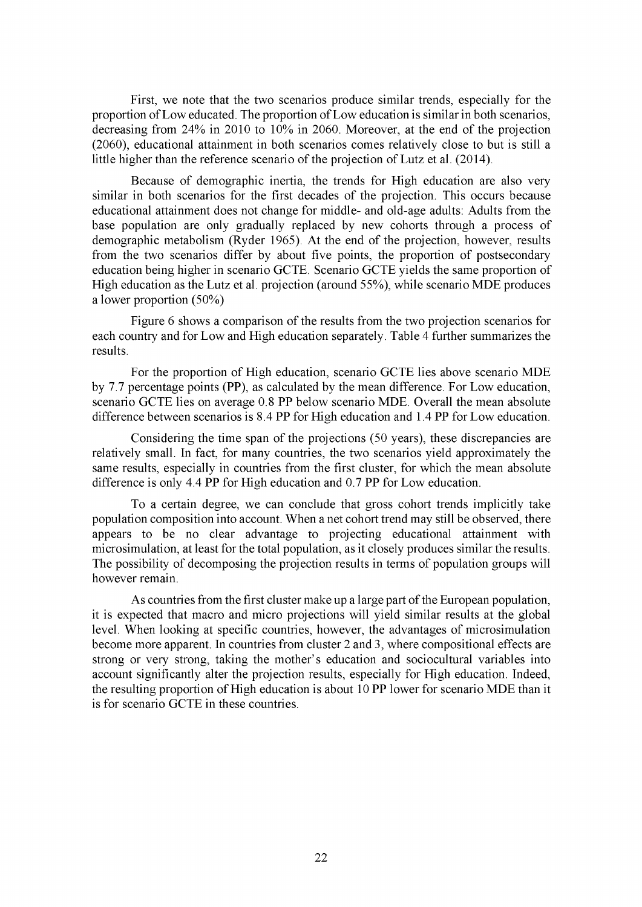First, we note that the two scenarios produce similar trends, especially for the proportion of Low educated. The proportion of Low education is similar in both scenarios, decreasing from 24% in 2010 to 10% in 2060. Moreover, at the end of the projection (2060), educational attainment in both scenarios comes relatively close to but is still a little higher than the reference scenario of the projection of Lutz et al. (2014).

Because of demographic inertia, the trends for High education are also very similar in both scenarios for the first decades of the projection. This occurs because educational attainment does not change for middle- and old-age adults: Adults from the base population are only gradually replaced by new cohorts through a process of demographic metabolism (Ryder 1965). At the end of the projection, however, results from the two scenarios differ by about five points, the proportion of postsecondary education being higher in scenario GCTE. Scenario GCTE yields the same proportion of High education as the Lutz et al. projection (around 55%), while scenario MDE produces a lower proportion (50%)

Figure 6 shows a comparison of the results from the two projection scenarios for each country and for Low and High education separately. Table 4 further summarizes the results.

For the proportion of High education, scenario GCTE lies above scenario MDE by 7.7 percentage points (PP), as calculated by the mean difference. For Low education, scenario GCTE lies on average 0.8 PP below scenario MDE. Overall the mean absolute difference between scenarios is 8.4 PP for High education and 1.4 PP for Low education.

Considering the time span of the projections (50 years), these discrepancies are relatively small. In fact, for many countries, the two scenarios yield approximately the same results, especially in countries from the first cluster, for which the mean absolute difference is only 4.4 PP for High education and 0.7 PP for Low education.

To a certain degree, we can conclude that gross cohort trends implicitly take population composition into account. When a net cohort trend may still be observed, there appears to be no clear advantage to projecting educational attainment with microsimulation, at least for the total population, as it closely produces similar the results. The possibility of decomposing the projection results in terms of population groups will however remain.

As countries from the first cluster make up a large part of the European population, it is expected that macro and micro projections will yield similar results at the global level. When looking at specific countries, however, the advantages of microsimulation become more apparent. In countries from cluster 2 and 3, where compositional effects are strong or very strong, taking the mother's education and sociocultural variables into account significantly alter the projection results, especially for High education. Indeed, the resulting proportion of High education is about 10 PP lower for scenario MDE than it is for scenario GCTE in these countries.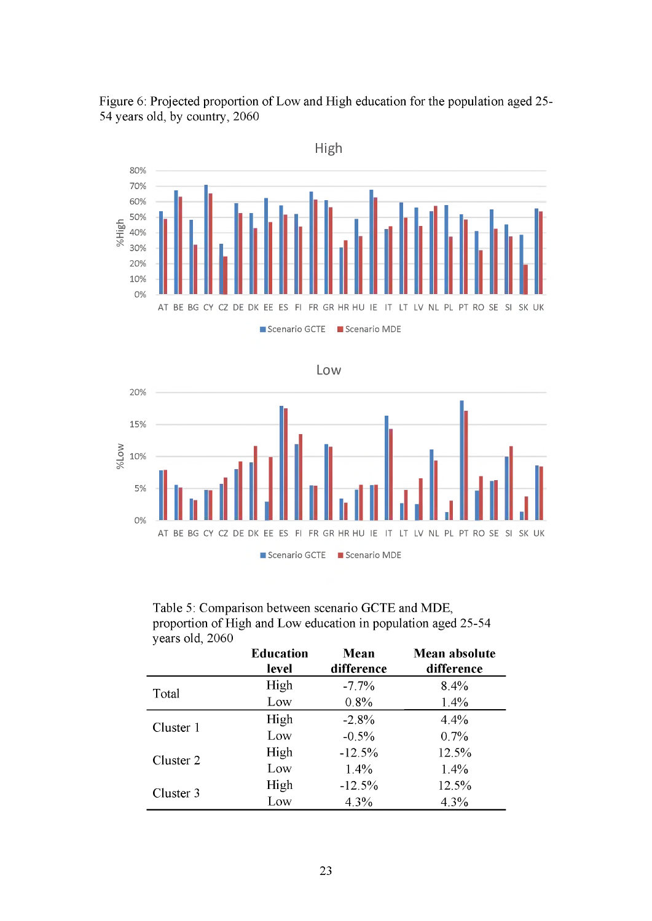Figure 6: Projected proportion of Low and High education for the population aged 25-54 years old, by country, 2060

Table 5: Comparison between scenario GCTE and MDE, proportion of High and Low education in population aged 25-54 years old, 2060

| | Education level | Mean difference | Mean absolute difference |
|---|---|---|---|
| Total | High | -7.7% | 8.4% |
| | Low | 0.8% | 1.4% |
| Cluster 1 | High | -2.8% | 4.4% |
| | Low | -0.5% | 0.7% |
| Cluster 2 | High | -12.5% | 12.5% |
| | Low | 1.4% | 1.4% |
| Cluster 3 | High | -12.5% | 12.5% |
| | Low | 4.3% | 4.3% |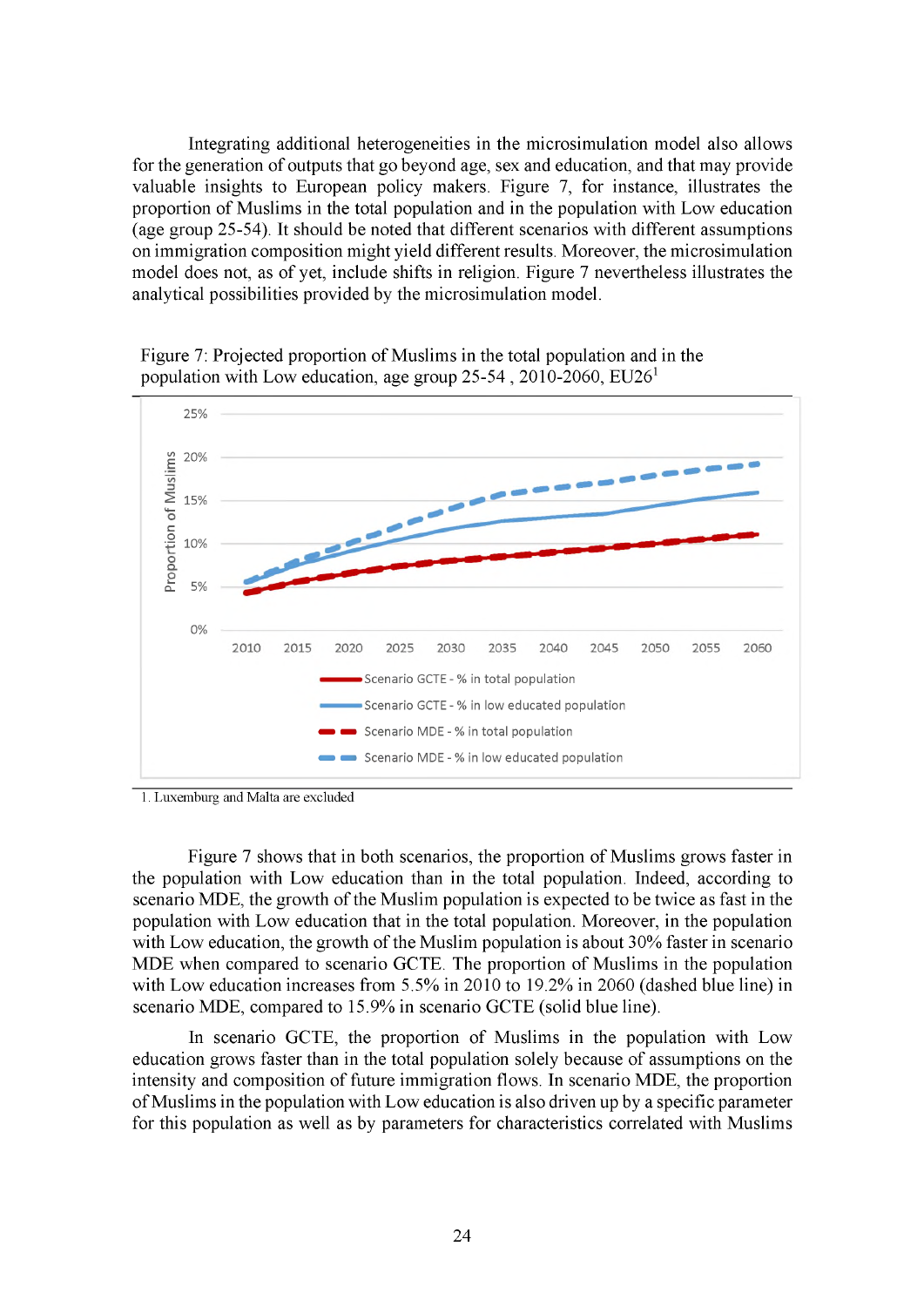Integrating additional heterogeneities in the microsimulation model also allows for the generation of outputs that go beyond age, sex and education, and that may provide valuable insights to European policy makers. Figure 7, for instance, illustrates the proportion of Muslims in the total population and in the population with Low education (age group 25-54). It should be noted that different scenarios with different assumptions on immigration composition might yield different results. Moreover, the microsimulation model does not, as of yet, include shifts in religion. Figure 7 nevertheless illustrates the analytical possibilities provided by the microsimulation model.

Figure 7: Projected proportion of Muslims in the total population and in the population with Low education, age group 25-54 , 2010-2060, EU26[1]

1. Luxemburg and Malta are excluded

Figure 7 shows that in both scenarios, the proportion of Muslims grows faster in the population with Low education than in the total population. Indeed, according to scenario MDE, the growth of the Muslim population is expected to be twice as fast in the population with Low education that in the total population. Moreover, in the population with Low education, the growth of the Muslim population is about 30% faster in scenario MDE when compared to scenario GCTE. The proportion of Muslims in the population with Low education increases from 5.5% in 2010 to 19.2% in 2060 (dashed blue line) in scenario MDE, compared to 15.9% in scenario GCTE (solid blue line).

In scenario GCTE, the proportion of Muslims in the population with Low education grows faster than in the total population solely because of assumptions on the intensity and composition of future immigration flows. In scenario MDE, the proportion of Muslims in the population with Low education is also driven up by a specific parameter for this population as well as by parameters for characteristics correlated with Muslims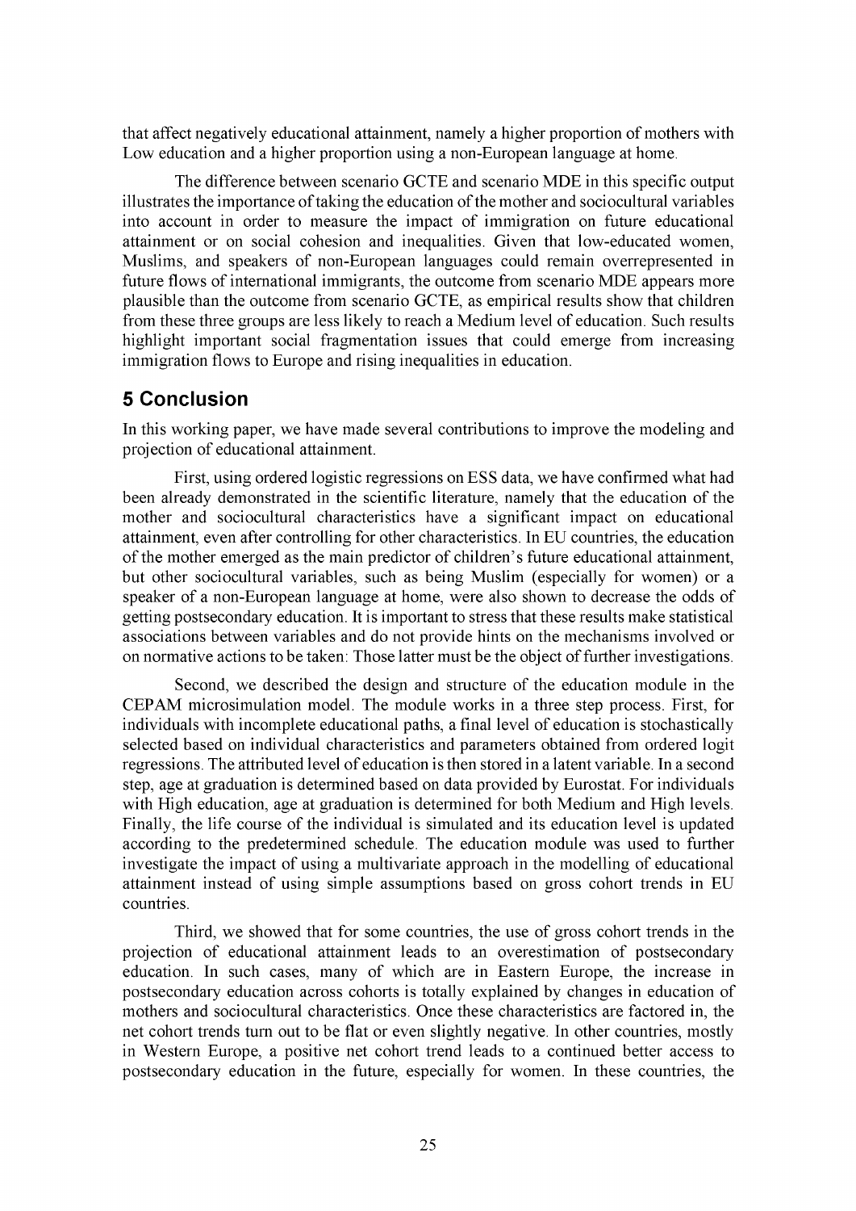that affect negatively educational attainment, namely a higher proportion of mothers with Low education and a higher proportion using a non-European language at home.

The difference between scenario GCTE and scenario MDE in this specific output illustrates the importance of taking the education of the mother and sociocultural variables into account in order to measure the impact of immigration on future educational attainment or on social cohesion and inequalities. Given that low-educated women, Muslims, and speakers of non-European languages could remain overrepresented in future flows of international immigrants, the outcome from scenario MDE appears more plausible than the outcome from scenario GCTE, as empirical results show that children from these three groups are less likely to reach a Medium level of education. Such results highlight important social fragmentation issues that could emerge from increasing immigration flows to Europe and rising inequalities in education.

## 5 Conclusion

In this working paper, we have made several contributions to improve the modeling and projection of educational attainment.

First, using ordered logistic regressions on ESS data, we have confirmed what had been already demonstrated in the scientific literature, namely that the education of the mother and sociocultural characteristics have a significant impact on educational attainment, even after controlling for other characteristics. In EU countries, the education of the mother emerged as the main predictor of children's future educational attainment, but other sociocultural variables, such as being Muslim (especially for women) or a speaker of a non-European language at home, were also shown to decrease the odds of getting postsecondary education. It is important to stress that these results make statistical associations between variables and do not provide hints on the mechanisms involved or on normative actions to be taken: Those latter must be the object of further investigations.

Second, we described the design and structure of the education module in the CEPAM microsimulation model. The module works in a three step process. First, for individuals with incomplete educational paths, a final level of education is stochastically selected based on individual characteristics and parameters obtained from ordered logit regressions. The attributed level of education is then stored in a latent variable. In a second step, age at graduation is determined based on data provided by Eurostat. For individuals with High education, age at graduation is determined for both Medium and High levels. Finally, the life course of the individual is simulated and its education level is updated according to the predetermined schedule. The education module was used to further investigate the impact of using a multivariate approach in the modelling of educational attainment instead of using simple assumptions based on gross cohort trends in EU countries.

Third, we showed that for some countries, the use of gross cohort trends in the projection of educational attainment leads to an overestimation of postsecondary education. In such cases, many of which are in Eastern Europe, the increase in postsecondary education across cohorts is totally explained by changes in education of mothers and sociocultural characteristics. Once these characteristics are factored in, the net cohort trends turn out to be flat or even slightly negative. In other countries, mostly in Western Europe, a positive net cohort trend leads to a continued better access to postsecondary education in the future, especially for women. In these countries, the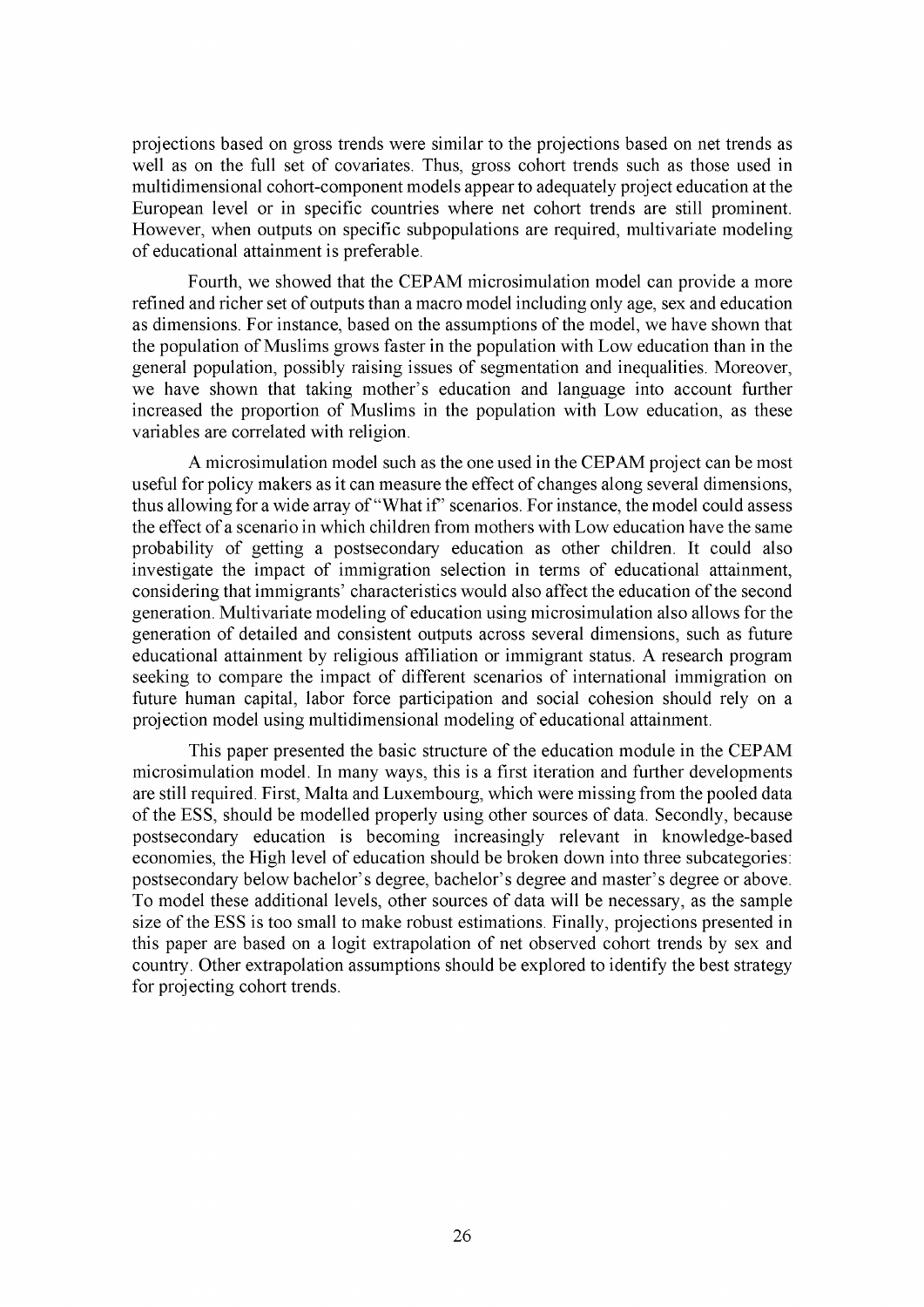projections based on gross trends were similar to the projections based on net trends as well as on the full set of covariates. Thus, gross cohort trends such as those used in multidimensional cohort-component models appear to adequately project education at the European level or in specific countries where net cohort trends are still prominent. However, when outputs on specific subpopulations are required, multivariate modeling of educational attainment is preferable.

Fourth, we showed that the CEPAM microsimulation model can provide a more refined and richer set of outputs than a macro model including only age, sex and education as dimensions. For instance, based on the assumptions of the model, we have shown that the population of Muslims grows faster in the population with Low education than in the general population, possibly raising issues of segmentation and inequalities. Moreover, we have shown that taking mother's education and language into account further increased the proportion of Muslims in the population with Low education, as these variables are correlated with religion.

A microsimulation model such as the one used in the CEPAM project can be most useful for policy makers as it can measure the effect of changes along several dimensions, thus allowing for a wide array of "What if" scenarios. For instance, the model could assess the effect of a scenario in which children from mothers with Low education have the same probability of getting a postsecondary education as other children. It could also investigate the impact of immigration selection in terms of educational attainment, considering that immigrants' characteristics would also affect the education of the second generation. Multivariate modeling of education using microsimulation also allows for the generation of detailed and consistent outputs across several dimensions, such as future educational attainment by religious affiliation or immigrant status. A research program seeking to compare the impact of different scenarios of international immigration on future human capital, labor force participation and social cohesion should rely on a projection model using multidimensional modeling of educational attainment.

This paper presented the basic structure of the education module in the CEPAM microsimulation model. In many ways, this is a first iteration and further developments are still required. First, Malta and Luxembourg, which were missing from the pooled data of the ESS, should be modelled properly using other sources of data. Secondly, because postsecondary education is becoming increasingly relevant in knowledge-based economies, the High level of education should be broken down into three subcategories: postsecondary below bachelor's degree, bachelor's degree and master's degree or above. To model these additional levels, other sources of data will be necessary, as the sample size of the ESS is too small to make robust estimations. Finally, projections presented in this paper are based on a logit extrapolation of net observed cohort trends by sex and country. Other extrapolation assumptions should be explored to identify the best strategy for projecting cohort trends.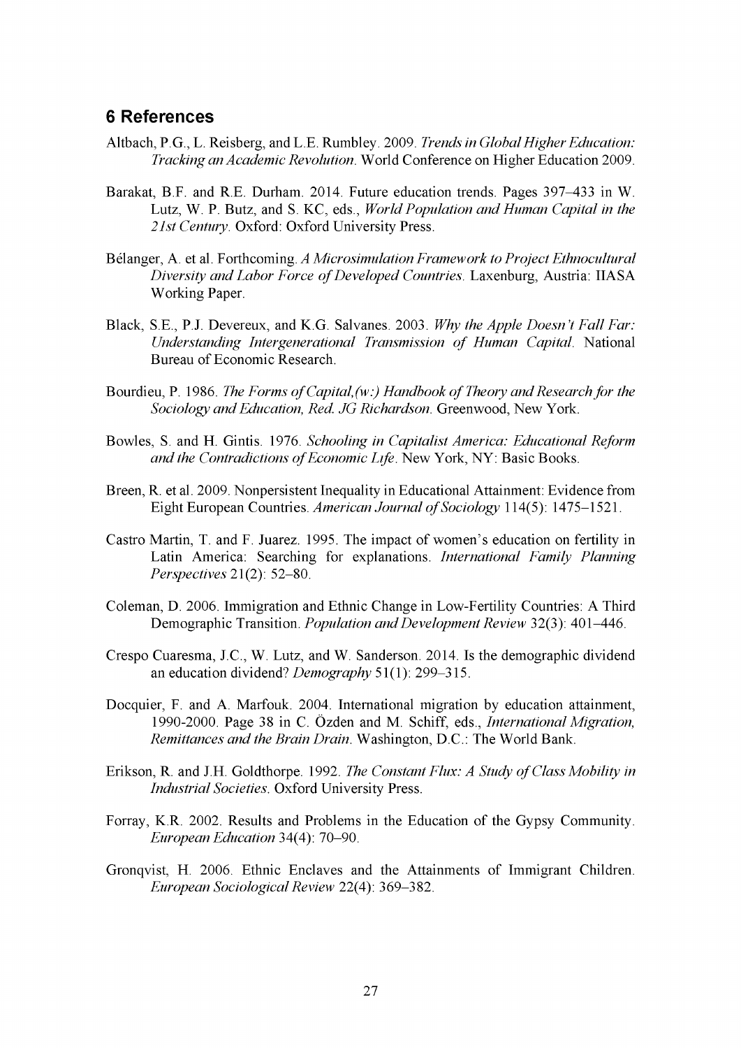## 6 References

Altbach, P.G., L. Reisberg, and L.E. Rumbley. 2009. *Trends in Global Higher Education: Tracking an Academic Revolution*. World Conference on Higher Education 2009.

Barakat, B.F. and R.E. Durham. 2014. Future education trends. Pages 397–433 in W. Lutz, W. P. Butz, and S. KC, eds., *World Population and Human Capital in the 21st Century*. Oxford: Oxford University Press.

Bélanger, A. et al. Forthcoming. *A Microsimulation Framework to Project Ethnocultural Diversity and Labor Force of Developed Countries*. Laxenburg, Austria: IIASA Working Paper.

Black, S.E., P.J. Devereux, and K.G. Salvanes. 2003. *Why the Apple Doesn't Fall Far: Understanding Intergenerational Transmission of Human Capital*. National Bureau of Economic Research.

Bourdieu, P. 1986. *The Forms of Capital,(w:) Handbook of Theory and Research for the Sociology and Education, Red. JG Richardson*. Greenwood, New York.

Bowles, S. and H. Gintis. 1976. *Schooling in Capitalist America: Educational Reform and the Contradictions of Economic Life*. New York, NY: Basic Books.

Breen, R. et al. 2009. Nonpersistent Inequality in Educational Attainment: Evidence from Eight European Countries. *American Journal of Sociology* 114(5): 1475–1521.

Castro Martin, T. and F. Juarez. 1995. The impact of women's education on fertility in Latin America: Searching for explanations. *International Family Planning Perspectives* 21(2): 52–80.

Coleman, D. 2006. Immigration and Ethnic Change in Low-Fertility Countries: A Third Demographic Transition. *Population and Development Review* 32(3): 401–446.

Crespo Cuaresma, J.C., W. Lutz, and W. Sanderson. 2014. Is the demographic dividend an education dividend? *Demography* 51(1): 299–315.

Docquier, F. and A. Marfouk. 2004. International migration by education attainment, 1990-2000. Page 38 in C. Özden and M. Schiff, eds., *International Migration, Remittances and the Brain Drain*. Washington, D.C.: The World Bank.

Erikson, R. and J.H. Goldthorpe. 1992. *The Constant Flux: A Study of Class Mobility in Industrial Societies*. Oxford University Press.

Forray, K.R. 2002. Results and Problems in the Education of the Gypsy Community. *European Education* 34(4): 70–90.

Gronqvist, H. 2006. Ethnic Enclaves and the Attainments of Immigrant Children. *European Sociological Review* 22(4): 369–382.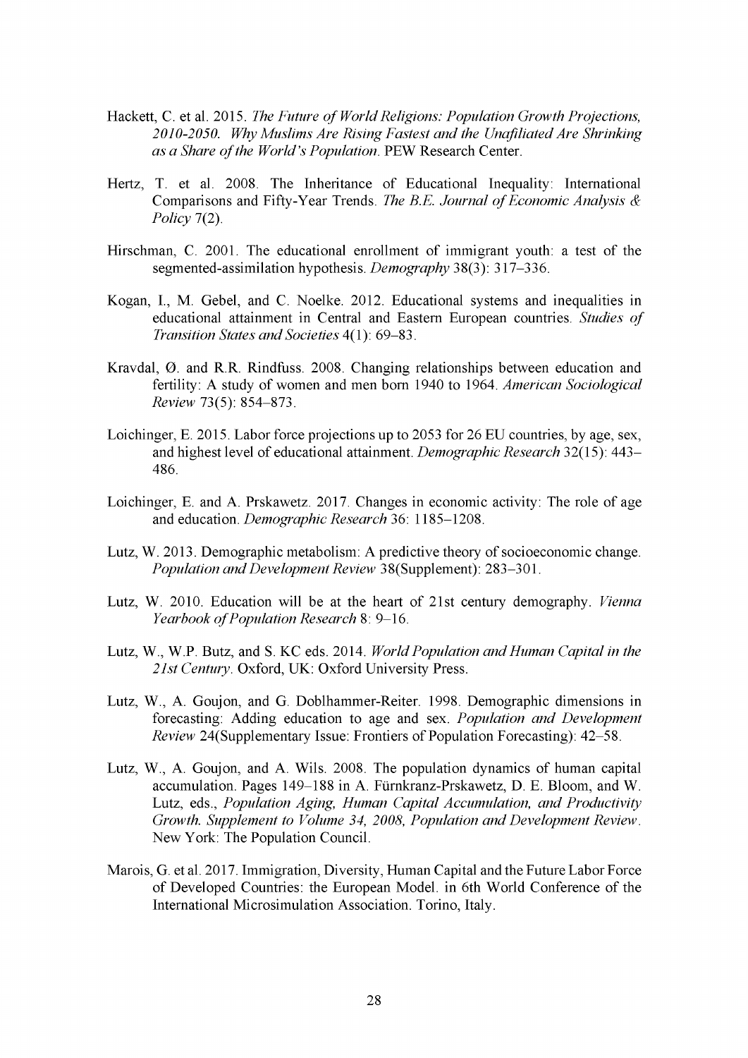Hackett, C. et al. 2015. *The Future of World Religions: Population Growth Projections, 2010-2050. Why Muslims Are Rising Fastest and the Unafiliated Are Shrinking as a Share of the World's Population*. PEW Research Center.

Hertz, T. et al. 2008. The Inheritance of Educational Inequality: International Comparisons and Fifty-Year Trends. *The B.E. Journal of Economic Analysis & Policy* 7(2).

Hirschman, C. 2001. The educational enrollment of immigrant youth: a test of the segmented-assimilation hypothesis. *Demography* 38(3): 317–336.

Kogan, I., M. Gebel, and C. Noelke. 2012. Educational systems and inequalities in educational attainment in Central and Eastern European countries. *Studies of Transition States and Societies* 4(1): 69–83.

Kravdal, Ø. and R.R. Rindfuss. 2008. Changing relationships between education and fertility: A study of women and men born 1940 to 1964. *American Sociological Review* 73(5): 854–873.

Loichinger, E. 2015. Labor force projections up to 2053 for 26 EU countries, by age, sex, and highest level of educational attainment. *Demographic Research* 32(15): 443–486.

Loichinger, E. and A. Prskawetz. 2017. Changes in economic activity: The role of age and education. *Demographic Research* 36: 1185–1208.

Lutz, W. 2013. Demographic metabolism: A predictive theory of socioeconomic change. *Population and Development Review* 38(Supplement): 283–301.

Lutz, W. 2010. Education will be at the heart of 21st century demography. *Vienna Yearbook of Population Research* 8: 9–16.

Lutz, W., W.P. Butz, and S. KC eds. 2014. *World Population and Human Capital in the 21st Century*. Oxford, UK: Oxford University Press.

Lutz, W., A. Goujon, and G. Doblhammer-Reiter. 1998. Demographic dimensions in forecasting: Adding education to age and sex. *Population and Development Review* 24(Supplementary Issue: Frontiers of Population Forecasting): 42–58.

Lutz, W., A. Goujon, and A. Wils. 2008. The population dynamics of human capital accumulation. Pages 149–188 in A. Fürnkranz-Prskawetz, D. E. Bloom, and W. Lutz, eds., *Population Aging, Human Capital Accumulation, and Productivity Growth. Supplement to Volume 34, 2008, Population and Development Review*. New York: The Population Council.

Marois, G. et al. 2017. Immigration, Diversity, Human Capital and the Future Labor Force of Developed Countries: the European Model. in 6th World Conference of the International Microsimulation Association. Torino, Italy.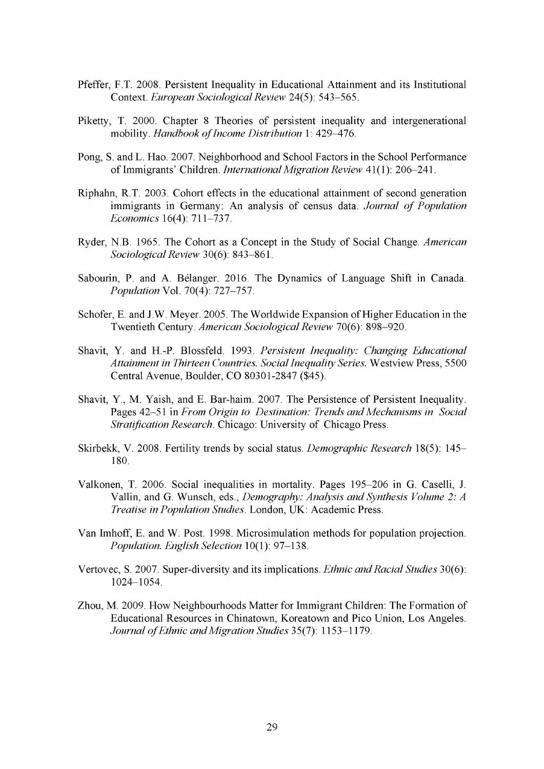Pfeffer, F.T. 2008. Persistent Inequality in Educational Attainment and its Institutional Context. *European Sociological Review* 24(5): 543–565.

Piketty, T. 2000. Chapter 8 Theories of persistent inequality and intergenerational mobility. *Handbook of Income Distribution* 1: 429–476.

Pong, S. and L. Hao. 2007. Neighborhood and School Factors in the School Performance of Immigrants' Children. *International Migration Review* 41(1): 206–241.

Riphahn, R.T. 2003. Cohort effects in the educational attainment of second generation immigrants in Germany: An analysis of census data. *Journal of Population Economics* 16(4): 711–737.

Ryder, N.B. 1965. The Cohort as a Concept in the Study of Social Change. *American Sociological Review* 30(6): 843–861.

Sabourin, P. and A. Bélanger. 2016. The Dynamics of Language Shift in Canada. *Population* Vol. 70(4): 727–757.

Schofer, E. and J.W. Meyer. 2005. The Worldwide Expansion of Higher Education in the Twentieth Century. *American Sociological Review* 70(6): 898–920.

Shavit, Y. and H.-P. Blossfeld. 1993. *Persistent Inequality: Changing Educational Attainment in Thirteen Countries. Social Inequality Series.* Westview Press, 5500 Central Avenue, Boulder, CO 80301-2847 ($45).

Shavit, Y., M. Yaish, and E. Bar-haim. 2007. The Persistence of Persistent Inequality. Pages 42–51 in *From Origin to Destination: Trends and Mechanisms in Social Stratification Research*. Chicago: University of Chicago Press.

Skirbekk, V. 2008. Fertility trends by social status. *Demographic Research* 18(5): 145–180.

Valkonen, T. 2006. Social inequalities in mortality. Pages 195–206 in G. Caselli, J. Vallin, and G. Wunsch, eds., *Demography: Analysis and Synthesis Volume 2: A Treatise in Population Studies*. London, UK: Academic Press.

Van Imhoff, E. and W. Post. 1998. Microsimulation methods for population projection. *Population. English Selection* 10(1): 97–138.

Vertovec, S. 2007. Super-diversity and its implications. *Ethnic and Racial Studies* 30(6): 1024–1054.

Zhou, M. 2009. How Neighbourhoods Matter for Immigrant Children: The Formation of Educational Resources in Chinatown, Koreatown and Pico Union, Los Angeles. *Journal of Ethnic and Migration Studies* 35(7): 1153–1179.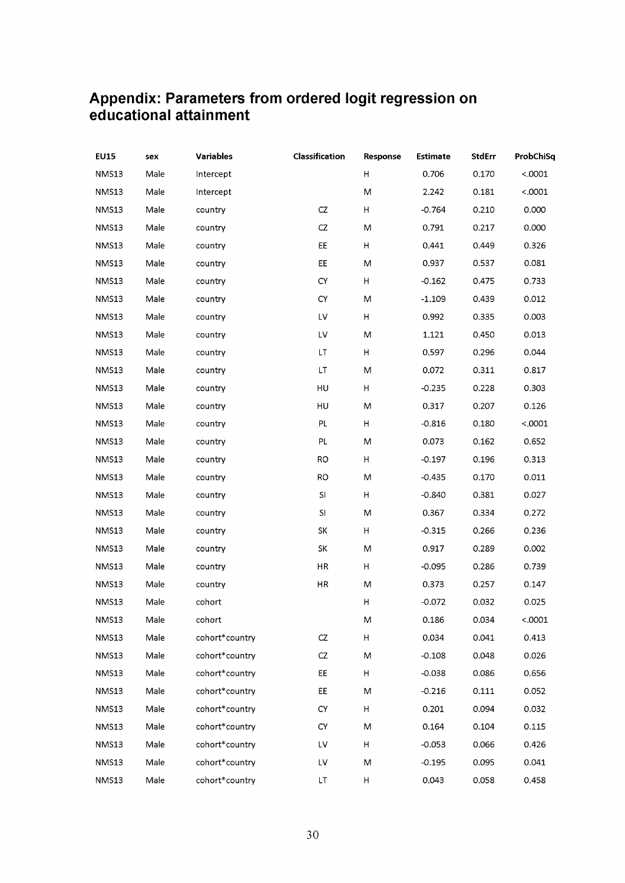## Appendix: Parameters from ordered logit regression on educational attainment

| EU15 | sex | Variables | Classification | Response | Estimate | StdErr | ProbChiSq |
|---|---|---|---|---|---|---|---|
| NMS13 | Male | Intercept | | H | 0.706 | 0.170 | <.0001 |
| NMS13 | Male | Intercept | | M | 2.242 | 0.181 | <.0001 |
| NMS13 | Male | country | CZ | H | -0.764 | 0.210 | 0.000 |
| NMS13 | Male | country | CZ | M | 0.791 | 0.217 | 0.000 |
| NMS13 | Male | country | EE | H | 0.441 | 0.449 | 0.326 |
| NMS13 | Male | country | EE | M | 0.937 | 0.537 | 0.081 |
| NMS13 | Male | country | CY | H | -0.162 | 0.475 | 0.733 |
| NMS13 | Male | country | CY | M | -1.109 | 0.439 | 0.012 |
| NMS13 | Male | country | LV | H | 0.992 | 0.335 | 0.003 |
| NMS13 | Male | country | LV | M | 1.121 | 0.450 | 0.013 |
| NMS13 | Male | country | LT | H | 0.597 | 0.296 | 0.044 |
| NMS13 | Male | country | LT | M | 0.072 | 0.311 | 0.817 |
| NMS13 | Male | country | HU | H | -0.235 | 0.228 | 0.303 |
| NMS13 | Male | country | HU | M | 0.317 | 0.207 | 0.126 |
| NMS13 | Male | country | PL | H | -0.816 | 0.180 | <.0001 |
| NMS13 | Male | country | PL | M | 0.073 | 0.162 | 0.652 |
| NMS13 | Male | country | RO | H | -0.197 | 0.196 | 0.313 |
| NMS13 | Male | country | RO | M | -0.435 | 0.170 | 0.011 |
| NMS13 | Male | country | SI | H | -0.840 | 0.381 | 0.027 |
| NMS13 | Male | country | SI | M | 0.367 | 0.334 | 0.272 |
| NMS13 | Male | country | SK | H | -0.315 | 0.266 | 0.236 |
| NMS13 | Male | country | SK | M | 0.917 | 0.289 | 0.002 |
| NMS13 | Male | country | HR | H | -0.095 | 0.286 | 0.739 |
| NMS13 | Male | country | HR | M | 0.373 | 0.257 | 0.147 |
| NMS13 | Male | cohort | | H | -0.072 | 0.032 | 0.025 |
| NMS13 | Male | cohort | | M | 0.186 | 0.034 | <.0001 |
| NMS13 | Male | cohort*country | CZ | H | 0.034 | 0.041 | 0.413 |
| NMS13 | Male | cohort*country | CZ | M | -0.108 | 0.048 | 0.026 |
| NMS13 | Male | cohort*country | EE | H | -0.038 | 0.086 | 0.656 |
| NMS13 | Male | cohort*country | EE | M | -0.216 | 0.111 | 0.052 |
| NMS13 | Male | cohort*country | CY | H | 0.201 | 0.094 | 0.032 |
| NMS13 | Male | cohort*country | CY | M | 0.164 | 0.104 | 0.115 |
| NMS13 | Male | cohort*country | LV | H | -0.053 | 0.066 | 0.426 |
| NMS13 | Male | cohort*country | LV | M | -0.195 | 0.095 | 0.041 |
| NMS13 | Male | cohort*country | LT | H | 0.043 | 0.058 | 0.458 |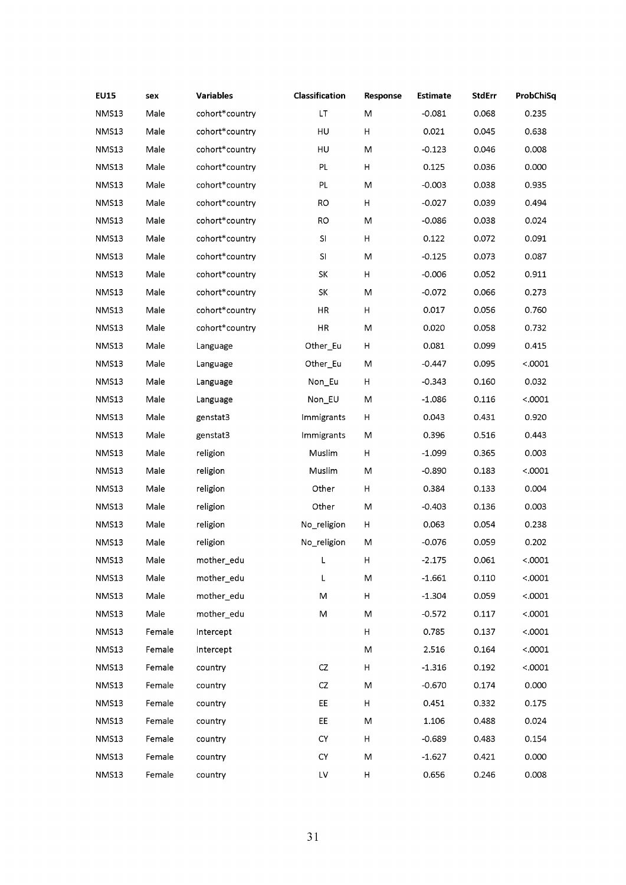| EU15 | sex | Variables | Classification | Response | Estimate | StdErr | ProbChiSq |
|---|---|---|---|---|---|---|---|
| NMS13 | Male | cohort*country | LT | M | -0.081 | 0.068 | 0.235 |
| NMS13 | Male | cohort*country | HU | H | 0.021 | 0.045 | 0.638 |
| NMS13 | Male | cohort*country | HU | M | -0.123 | 0.046 | 0.008 |
| NMS13 | Male | cohort*country | PL | H | 0.125 | 0.036 | 0.000 |
| NMS13 | Male | cohort*country | PL | M | -0.003 | 0.038 | 0.935 |
| NMS13 | Male | cohort*country | RO | H | -0.027 | 0.039 | 0.494 |
| NMS13 | Male | cohort*country | RO | M | -0.086 | 0.038 | 0.024 |
| NMS13 | Male | cohort*country | SI | H | 0.122 | 0.072 | 0.091 |
| NMS13 | Male | cohort*country | SI | M | -0.125 | 0.073 | 0.087 |
| NMS13 | Male | cohort*country | SK | H | -0.006 | 0.052 | 0.911 |
| NMS13 | Male | cohort*country | SK | M | -0.072 | 0.066 | 0.273 |
| NMS13 | Male | cohort*country | HR | H | 0.017 | 0.056 | 0.760 |
| NMS13 | Male | cohort*country | HR | M | 0.020 | 0.058 | 0.732 |
| NMS13 | Male | Language | Other_Eu | H | 0.081 | 0.099 | 0.415 |
| NMS13 | Male | Language | Other_Eu | M | -0.447 | 0.095 | <.0001 |
| NMS13 | Male | Language | Non_Eu | H | -0.343 | 0.160 | 0.032 |
| NMS13 | Male | Language | Non_EU | M | -1.086 | 0.116 | <.0001 |
| NMS13 | Male | genstat3 | Immigrants | H | 0.043 | 0.431 | 0.920 |
| NMS13 | Male | genstat3 | Immigrants | M | 0.396 | 0.516 | 0.443 |
| NMS13 | Male | religion | Muslim | H | -1.099 | 0.365 | 0.003 |
| NMS13 | Male | religion | Muslim | M | -0.890 | 0.183 | <.0001 |
| NMS13 | Male | religion | Other | H | 0.384 | 0.133 | 0.004 |
| NMS13 | Male | religion | Other | M | -0.403 | 0.136 | 0.003 |
| NMS13 | Male | religion | No_religion | H | 0.063 | 0.054 | 0.238 |
| NMS13 | Male | religion | No_religion | M | -0.076 | 0.059 | 0.202 |
| NMS13 | Male | mother_edu | L | H | -2.175 | 0.061 | <.0001 |
| NMS13 | Male | mother_edu | L | M | -1.661 | 0.110 | <.0001 |
| NMS13 | Male | mother_edu | M | H | -1.304 | 0.059 | <.0001 |
| NMS13 | Male | mother_edu | M | M | -0.572 | 0.117 | <.0001 |
| NMS13 | Female | Intercept | | H | 0.785 | 0.137 | <.0001 |
| NMS13 | Female | Intercept | | M | 2.516 | 0.164 | <.0001 |
| NMS13 | Female | country | CZ | H | -1.316 | 0.192 | <.0001 |
| NMS13 | Female | country | CZ | M | -0.670 | 0.174 | 0.000 |
| NMS13 | Female | country | EE | H | 0.451 | 0.332 | 0.175 |
| NMS13 | Female | country | EE | M | 1.106 | 0.488 | 0.024 |
| NMS13 | Female | country | CY | H | -0.689 | 0.483 | 0.154 |
| NMS13 | Female | country | CY | M | -1.627 | 0.421 | 0.000 |
| NMS13 | Female | country | LV | H | 0.656 | 0.246 | 0.008 |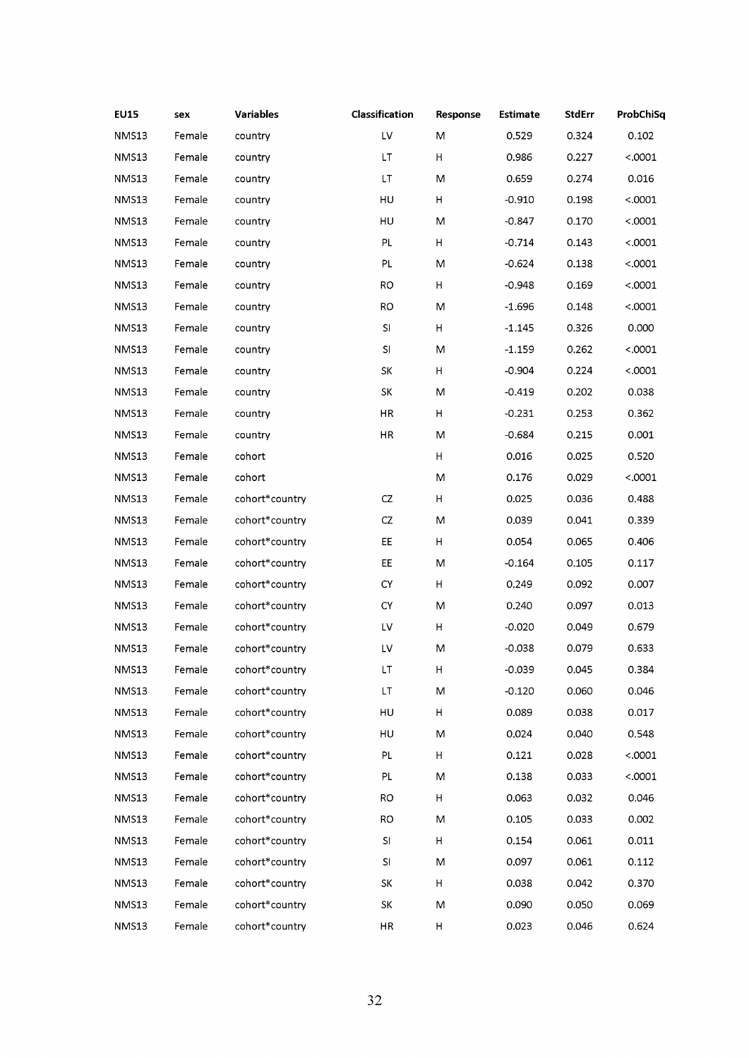| EU15 | sex | Variables | Classification | Response | Estimate | StdErr | ProbChiSq |
|---|---|---|---|---|---|---|---|
| NMS13 | Female | country | LV | M | 0.529 | 0.324 | 0.102 |
| NMS13 | Female | country | LT | H | 0.986 | 0.227 | <.0001 |
| NMS13 | Female | country | LT | M | 0.659 | 0.274 | 0.016 |
| NMS13 | Female | country | HU | H | -0.910 | 0.198 | <.0001 |
| NMS13 | Female | country | HU | M | -0.847 | 0.170 | <.0001 |
| NMS13 | Female | country | PL | H | -0.714 | 0.143 | <.0001 |
| NMS13 | Female | country | PL | M | -0.624 | 0.138 | <.0001 |
| NMS13 | Female | country | RO | H | -0.948 | 0.169 | <.0001 |
| NMS13 | Female | country | RO | M | -1.696 | 0.148 | <.0001 |
| NMS13 | Female | country | SI | H | -1.145 | 0.326 | 0.000 |
| NMS13 | Female | country | SI | M | -1.159 | 0.262 | <.0001 |
| NMS13 | Female | country | SK | H | -0.904 | 0.224 | <.0001 |
| NMS13 | Female | country | SK | M | -0.419 | 0.202 | 0.038 |
| NMS13 | Female | country | HR | H | -0.231 | 0.253 | 0.362 |
| NMS13 | Female | country | HR | M | -0.684 | 0.215 | 0.001 |
| NMS13 | Female | cohort | | H | 0.016 | 0.025 | 0.520 |
| NMS13 | Female | cohort | | M | 0.176 | 0.029 | <.0001 |
| NMS13 | Female | cohort*country | CZ | H | 0.025 | 0.036 | 0.488 |
| NMS13 | Female | cohort*country | CZ | M | 0.039 | 0.041 | 0.339 |
| NMS13 | Female | cohort*country | EE | H | 0.054 | 0.065 | 0.406 |
| NMS13 | Female | cohort*country | EE | M | -0.164 | 0.105 | 0.117 |
| NMS13 | Female | cohort*country | CY | H | 0.249 | 0.092 | 0.007 |
| NMS13 | Female | cohort*country | CY | M | 0.240 | 0.097 | 0.013 |
| NMS13 | Female | cohort*country | LV | H | -0.020 | 0.049 | 0.679 |
| NMS13 | Female | cohort*country | LV | M | -0.038 | 0.079 | 0.633 |
| NMS13 | Female | cohort*country | LT | H | -0.039 | 0.045 | 0.384 |
| NMS13 | Female | cohort*country | LT | M | -0.120 | 0.060 | 0.046 |
| NMS13 | Female | cohort*country | HU | H | 0.089 | 0.038 | 0.017 |
| NMS13 | Female | cohort*country | HU | M | 0.024 | 0.040 | 0.548 |
| NMS13 | Female | cohort*country | PL | H | 0.121 | 0.028 | <.0001 |
| NMS13 | Female | cohort*country | PL | M | 0.138 | 0.033 | <.0001 |
| NMS13 | Female | cohort*country | RO | H | 0.063 | 0.032 | 0.046 |
| NMS13 | Female | cohort*country | RO | M | 0.105 | 0.033 | 0.002 |
| NMS13 | Female | cohort*country | SI | H | 0.154 | 0.061 | 0.011 |
| NMS13 | Female | cohort*country | SI | M | 0.097 | 0.061 | 0.112 |
| NMS13 | Female | cohort*country | SK | H | 0.038 | 0.042 | 0.370 |
| NMS13 | Female | cohort*country | SK | M | 0.090 | 0.050 | 0.069 |
| NMS13 | Female | cohort*country | HR | H | 0.023 | 0.046 | 0.624 |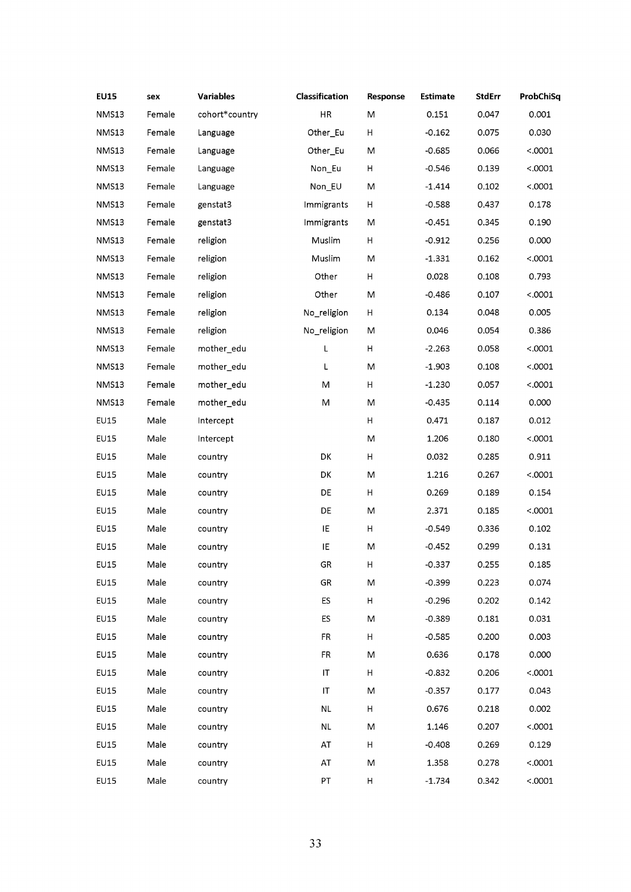| EU15 | sex | Variables | Classification | Response | Estimate | StdErr | ProbChiSq |
| --- | --- | --- | --- | --- | --- | --- | --- |
| NMS13 | Female | cohort*country | HR | M | 0.151 | 0.047 | 0.001 |
| NMS13 | Female | Language | Other_Eu | H | -0.162 | 0.075 | 0.030 |
| NMS13 | Female | Language | Other_Eu | M | -0.685 | 0.066 | <.0001 |
| NMS13 | Female | Language | Non_Eu | H | -0.546 | 0.139 | <.0001 |
| NMS13 | Female | Language | Non_EU | M | -1.414 | 0.102 | <.0001 |
| NMS13 | Female | genstat3 | Immigrants | H | -0.588 | 0.437 | 0.178 |
| NMS13 | Female | genstat3 | Immigrants | M | -0.451 | 0.345 | 0.190 |
| NMS13 | Female | religion | Muslim | H | -0.912 | 0.256 | 0.000 |
| NMS13 | Female | religion | Muslim | M | -1.331 | 0.162 | <.0001 |
| NMS13 | Female | religion | Other | H | 0.028 | 0.108 | 0.793 |
| NMS13 | Female | religion | Other | M | -0.486 | 0.107 | <.0001 |
| NMS13 | Female | religion | No_religion | H | 0.134 | 0.048 | 0.005 |
| NMS13 | Female | religion | No_religion | M | 0.046 | 0.054 | 0.386 |
| NMS13 | Female | mother_edu | L | H | -2.263 | 0.058 | <.0001 |
| NMS13 | Female | mother_edu | L | M | -1.903 | 0.108 | <.0001 |
| NMS13 | Female | mother_edu | M | H | -1.230 | 0.057 | <.0001 |
| NMS13 | Female | mother_edu | M | M | -0.435 | 0.114 | 0.000 |
| EU15 | Male | Intercept | | H | 0.471 | 0.187 | 0.012 |
| EU15 | Male | Intercept | | M | 1.206 | 0.180 | <.0001 |
| EU15 | Male | country | DK | H | 0.032 | 0.285 | 0.911 |
| EU15 | Male | country | DK | M | 1.216 | 0.267 | <.0001 |
| EU15 | Male | country | DE | H | 0.269 | 0.189 | 0.154 |
| EU15 | Male | country | DE | M | 2.371 | 0.185 | <.0001 |
| EU15 | Male | country | IE | H | -0.549 | 0.336 | 0.102 |
| EU15 | Male | country | IE | M | -0.452 | 0.299 | 0.131 |
| EU15 | Male | country | GR | H | -0.337 | 0.255 | 0.185 |
| EU15 | Male | country | GR | M | -0.399 | 0.223 | 0.074 |
| EU15 | Male | country | ES | H | -0.296 | 0.202 | 0.142 |
| EU15 | Male | country | ES | M | -0.389 | 0.181 | 0.031 |
| EU15 | Male | country | FR | H | -0.585 | 0.200 | 0.003 |
| EU15 | Male | country | FR | M | 0.636 | 0.178 | 0.000 |
| EU15 | Male | country | IT | H | -0.832 | 0.206 | <.0001 |
| EU15 | Male | country | IT | M | -0.357 | 0.177 | 0.043 |
| EU15 | Male | country | NL | H | 0.676 | 0.218 | 0.002 |
| EU15 | Male | country | NL | M | 1.146 | 0.207 | <.0001 |
| EU15 | Male | country | AT | H | -0.408 | 0.269 | 0.129 |
| EU15 | Male | country | AT | M | 1.358 | 0.278 | <.0001 |
| EU15 | Male | country | PT | H | -1.734 | 0.342 | <.0001 |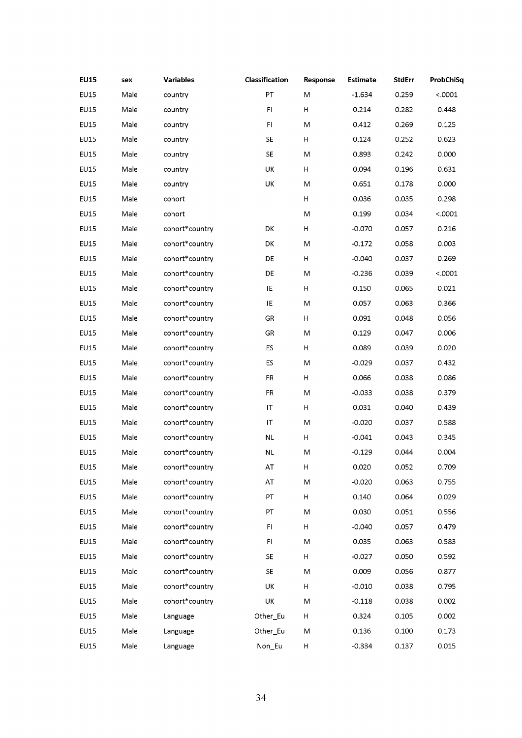| EU15 | sex | Variables | Classification | Response | Estimate | StdErr | ProbChiSq |
|---|---|---|---|---|---|---|---|
| EU15 | Male | country | PT | M | -1.634 | 0.259 | <.0001 |
| EU15 | Male | country | FI | H | 0.214 | 0.282 | 0.448 |
| EU15 | Male | country | FI | M | 0.412 | 0.269 | 0.125 |
| EU15 | Male | country | SE | H | 0.124 | 0.252 | 0.623 |
| EU15 | Male | country | SE | M | 0.893 | 0.242 | 0.000 |
| EU15 | Male | country | UK | H | 0.094 | 0.196 | 0.631 |
| EU15 | Male | country | UK | M | 0.651 | 0.178 | 0.000 |
| EU15 | Male | cohort | | H | 0.036 | 0.035 | 0.298 |
| EU15 | Male | cohort | | M | 0.199 | 0.034 | <.0001 |
| EU15 | Male | cohort*country | DK | H | -0.070 | 0.057 | 0.216 |
| EU15 | Male | cohort*country | DK | M | -0.172 | 0.058 | 0.003 |
| EU15 | Male | cohort*country | DE | H | -0.040 | 0.037 | 0.269 |
| EU15 | Male | cohort*country | DE | M | -0.236 | 0.039 | <.0001 |
| EU15 | Male | cohort*country | IE | H | 0.150 | 0.065 | 0.021 |
| EU15 | Male | cohort*country | IE | M | 0.057 | 0.063 | 0.366 |
| EU15 | Male | cohort*country | GR | H | 0.091 | 0.048 | 0.056 |
| EU15 | Male | cohort*country | GR | M | 0.129 | 0.047 | 0.006 |
| EU15 | Male | cohort*country | ES | H | 0.089 | 0.039 | 0.020 |
| EU15 | Male | cohort*country | ES | M | -0.029 | 0.037 | 0.432 |
| EU15 | Male | cohort*country | FR | H | 0.066 | 0.038 | 0.086 |
| EU15 | Male | cohort*country | FR | M | -0.033 | 0.038 | 0.379 |
| EU15 | Male | cohort*country | IT | H | 0.031 | 0.040 | 0.439 |
| EU15 | Male | cohort*country | IT | M | -0.020 | 0.037 | 0.588 |
| EU15 | Male | cohort*country | NL | H | -0.041 | 0.043 | 0.345 |
| EU15 | Male | cohort*country | NL | M | -0.129 | 0.044 | 0.004 |
| EU15 | Male | cohort*country | AT | H | 0.020 | 0.052 | 0.709 |
| EU15 | Male | cohort*country | AT | M | -0.020 | 0.063 | 0.755 |
| EU15 | Male | cohort*country | PT | H | 0.140 | 0.064 | 0.029 |
| EU15 | Male | cohort*country | PT | M | 0.030 | 0.051 | 0.556 |
| EU15 | Male | cohort*country | FI | H | -0.040 | 0.057 | 0.479 |
| EU15 | Male | cohort*country | FI | M | 0.035 | 0.063 | 0.583 |
| EU15 | Male | cohort*country | SE | H | -0.027 | 0.050 | 0.592 |
| EU15 | Male | cohort*country | SE | M | 0.009 | 0.056 | 0.877 |
| EU15 | Male | cohort*country | UK | H | -0.010 | 0.038 | 0.795 |
| EU15 | Male | cohort*country | UK | M | -0.118 | 0.038 | 0.002 |
| EU15 | Male | Language | Other_Eu | H | 0.324 | 0.105 | 0.002 |
| EU15 | Male | Language | Other_Eu | M | 0.136 | 0.100 | 0.173 |
| EU15 | Male | Language | Non_Eu | H | -0.334 | 0.137 | 0.015 |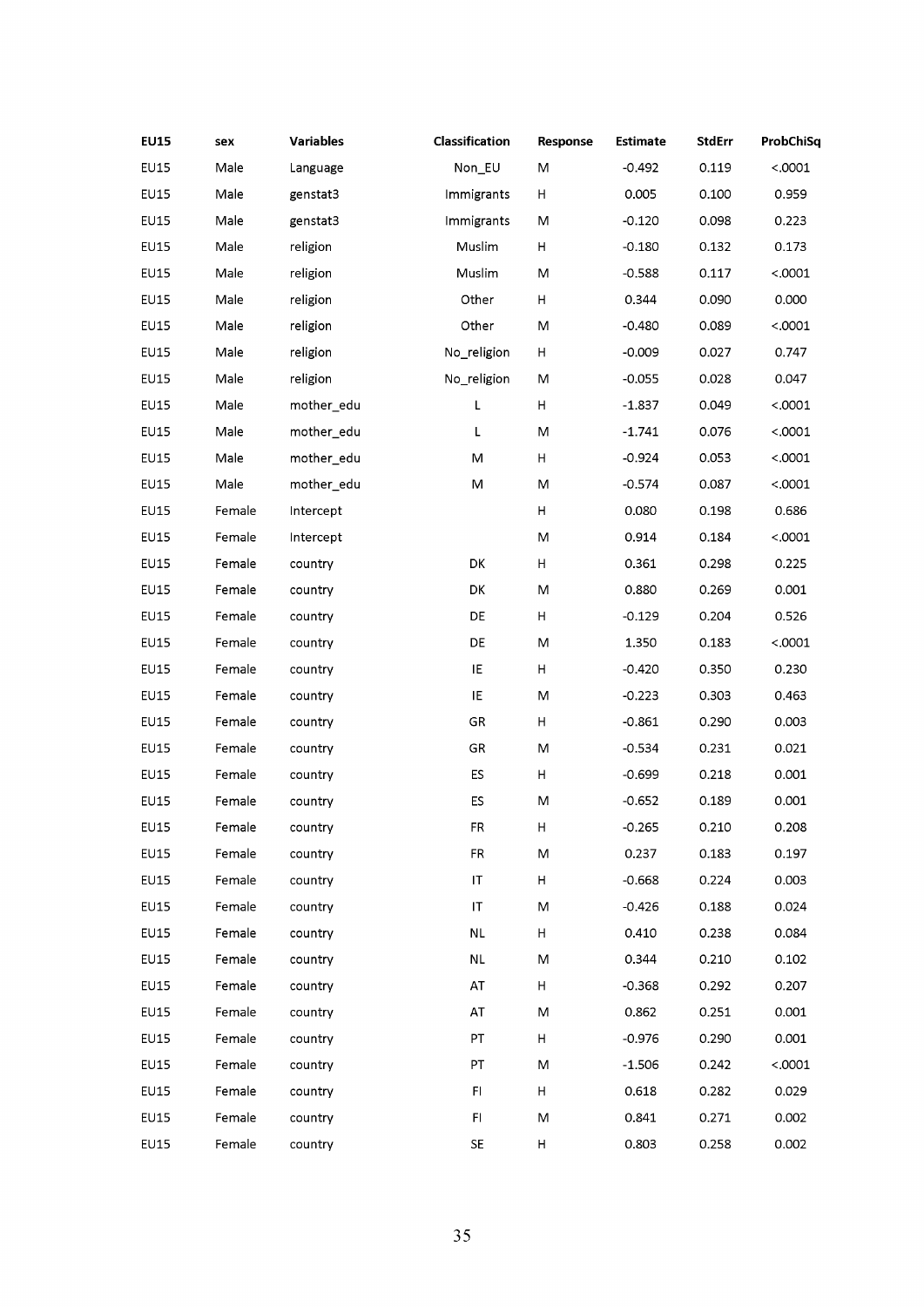| EU15 | sex | Variables | Classification | Response | Estimate | StdErr | ProbChiSq |
|---|---|---|---|---|---|---|---|
| EU15 | Male | Language | Non_EU | M | -0.492 | 0.119 | <.0001 |
| EU15 | Male | genstat3 | Immigrants | H | 0.005 | 0.100 | 0.959 |
| EU15 | Male | genstat3 | Immigrants | M | -0.120 | 0.098 | 0.223 |
| EU15 | Male | religion | Muslim | H | -0.180 | 0.132 | 0.173 |
| EU15 | Male | religion | Muslim | M | -0.588 | 0.117 | <.0001 |
| EU15 | Male | religion | Other | H | 0.344 | 0.090 | 0.000 |
| EU15 | Male | religion | Other | M | -0.480 | 0.089 | <.0001 |
| EU15 | Male | religion | No_religion | H | -0.009 | 0.027 | 0.747 |
| EU15 | Male | religion | No_religion | M | -0.055 | 0.028 | 0.047 |
| EU15 | Male | mother_edu | L | H | -1.837 | 0.049 | <.0001 |
| EU15 | Male | mother_edu | L | M | -1.741 | 0.076 | <.0001 |
| EU15 | Male | mother_edu | M | H | -0.924 | 0.053 | <.0001 |
| EU15 | Male | mother_edu | M | M | -0.574 | 0.087 | <.0001 |
| EU15 | Female | Intercept | | H | 0.080 | 0.198 | 0.686 |
| EU15 | Female | Intercept | | M | 0.914 | 0.184 | <.0001 |
| EU15 | Female | country | DK | H | 0.361 | 0.298 | 0.225 |
| EU15 | Female | country | DK | M | 0.880 | 0.269 | 0.001 |
| EU15 | Female | country | DE | H | -0.129 | 0.204 | 0.526 |
| EU15 | Female | country | DE | M | 1.350 | 0.183 | <.0001 |
| EU15 | Female | country | IE | H | -0.420 | 0.350 | 0.230 |
| EU15 | Female | country | IE | M | -0.223 | 0.303 | 0.463 |
| EU15 | Female | country | GR | H | -0.861 | 0.290 | 0.003 |
| EU15 | Female | country | GR | M | -0.534 | 0.231 | 0.021 |
| EU15 | Female | country | ES | H | -0.699 | 0.218 | 0.001 |
| EU15 | Female | country | ES | M | -0.652 | 0.189 | 0.001 |
| EU15 | Female | country | FR | H | -0.265 | 0.210 | 0.208 |
| EU15 | Female | country | FR | M | 0.237 | 0.183 | 0.197 |
| EU15 | Female | country | IT | H | -0.668 | 0.224 | 0.003 |
| EU15 | Female | country | IT | M | -0.426 | 0.188 | 0.024 |
| EU15 | Female | country | NL | H | 0.410 | 0.238 | 0.084 |
| EU15 | Female | country | NL | M | 0.344 | 0.210 | 0.102 |
| EU15 | Female | country | AT | H | -0.368 | 0.292 | 0.207 |
| EU15 | Female | country | AT | M | 0.862 | 0.251 | 0.001 |
| EU15 | Female | country | PT | H | -0.976 | 0.290 | 0.001 |
| EU15 | Female | country | PT | M | -1.506 | 0.242 | <.0001 |
| EU15 | Female | country | FI | H | 0.618 | 0.282 | 0.029 |
| EU15 | Female | country | FI | M | 0.841 | 0.271 | 0.002 |
| EU15 | Female | country | SE | H | 0.803 | 0.258 | 0.002 |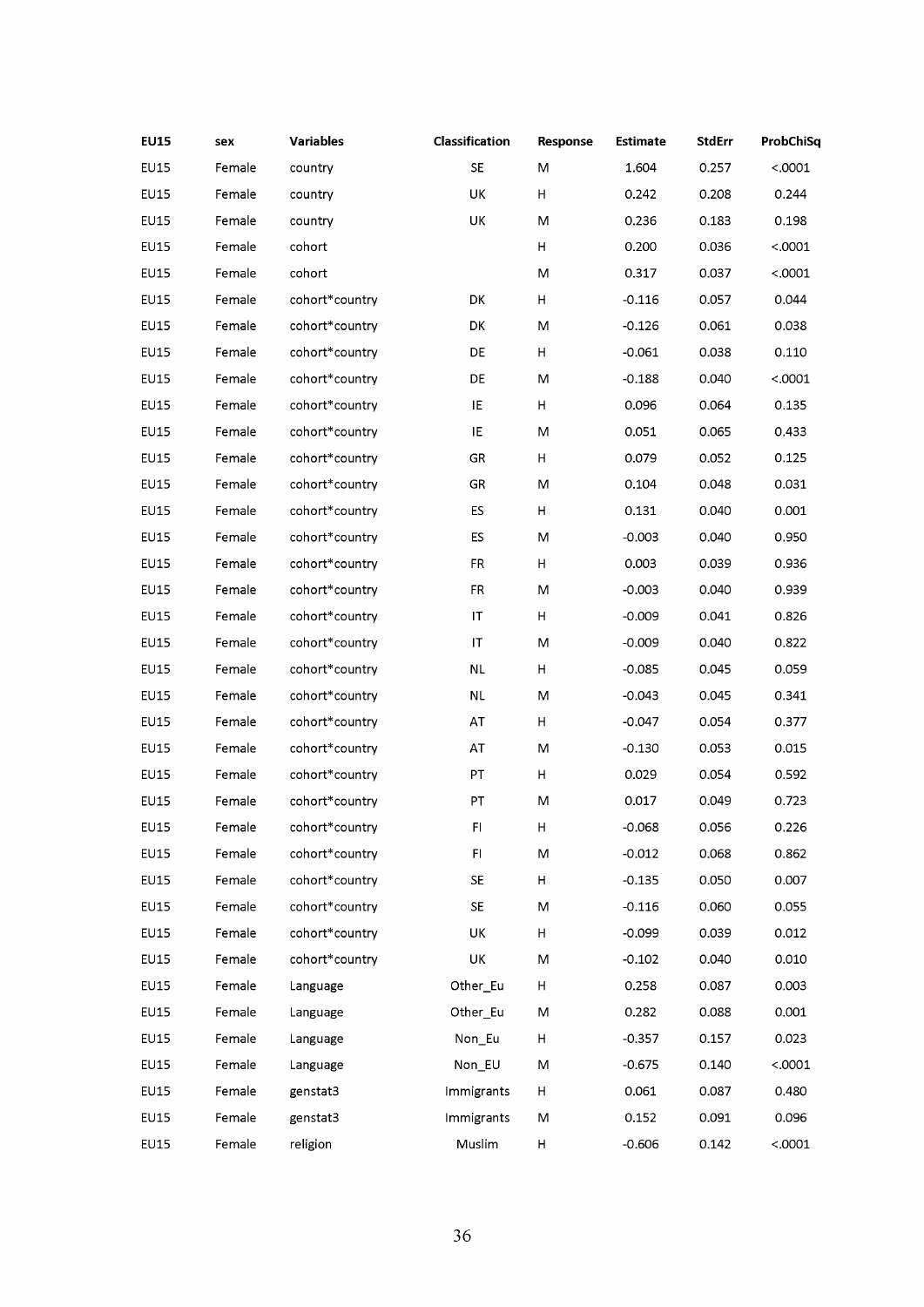| EU15 | sex | Variables | Classification | Response | Estimate | StdErr | ProbChiSq |
|---|---|---|---|---|---|---|---|
| EU15 | Female | country | SE | M | 1.604 | 0.257 | <.0001 |
| EU15 | Female | country | UK | H | 0.242 | 0.208 | 0.244 |
| EU15 | Female | country | UK | M | 0.236 | 0.183 | 0.198 |
| EU15 | Female | cohort | | H | 0.200 | 0.036 | <.0001 |
| EU15 | Female | cohort | | M | 0.317 | 0.037 | <.0001 |
| EU15 | Female | cohort*country | DK | H | -0.116 | 0.057 | 0.044 |
| EU15 | Female | cohort*country | DK | M | -0.126 | 0.061 | 0.038 |
| EU15 | Female | cohort*country | DE | H | -0.061 | 0.038 | 0.110 |
| EU15 | Female | cohort*country | DE | M | -0.188 | 0.040 | <.0001 |
| EU15 | Female | cohort*country | IE | H | 0.096 | 0.064 | 0.135 |
| EU15 | Female | cohort*country | IE | M | 0.051 | 0.065 | 0.433 |
| EU15 | Female | cohort*country | GR | H | 0.079 | 0.052 | 0.125 |
| EU15 | Female | cohort*country | GR | M | 0.104 | 0.048 | 0.031 |
| EU15 | Female | cohort*country | ES | H | 0.131 | 0.040 | 0.001 |
| EU15 | Female | cohort*country | ES | M | -0.003 | 0.040 | 0.950 |
| EU15 | Female | cohort*country | FR | H | 0.003 | 0.039 | 0.936 |
| EU15 | Female | cohort*country | FR | M | -0.003 | 0.040 | 0.939 |
| EU15 | Female | cohort*country | IT | H | -0.009 | 0.041 | 0.826 |
| EU15 | Female | cohort*country | IT | M | -0.009 | 0.040 | 0.822 |
| EU15 | Female | cohort*country | NL | H | -0.085 | 0.045 | 0.059 |
| EU15 | Female | cohort*country | NL | M | -0.043 | 0.045 | 0.341 |
| EU15 | Female | cohort*country | AT | H | -0.047 | 0.054 | 0.377 |
| EU15 | Female | cohort*country | AT | M | -0.130 | 0.053 | 0.015 |
| EU15 | Female | cohort*country | PT | H | 0.029 | 0.054 | 0.592 |
| EU15 | Female | cohort*country | PT | M | 0.017 | 0.049 | 0.723 |
| EU15 | Female | cohort*country | FI | H | -0.068 | 0.056 | 0.226 |
| EU15 | Female | cohort*country | FI | M | -0.012 | 0.068 | 0.862 |
| EU15 | Female | cohort*country | SE | H | -0.135 | 0.050 | 0.007 |
| EU15 | Female | cohort*country | SE | M | -0.116 | 0.060 | 0.055 |
| EU15 | Female | cohort*country | UK | H | -0.099 | 0.039 | 0.012 |
| EU15 | Female | cohort*country | UK | M | -0.102 | 0.040 | 0.010 |
| EU15 | Female | Language | Other_Eu | H | 0.258 | 0.087 | 0.003 |
| EU15 | Female | Language | Other_Eu | M | 0.282 | 0.088 | 0.001 |
| EU15 | Female | Language | Non_Eu | H | -0.357 | 0.157 | 0.023 |
| EU15 | Female | Language | Non_EU | M | -0.675 | 0.140 | <.0001 |
| EU15 | Female | genstat3 | Immigrants | H | 0.061 | 0.087 | 0.480 |
| EU15 | Female | genstat3 | Immigrants | M | 0.152 | 0.091 | 0.096 |
| EU15 | Female | religion | Muslim | H | -0.606 | 0.142 | <.0001 |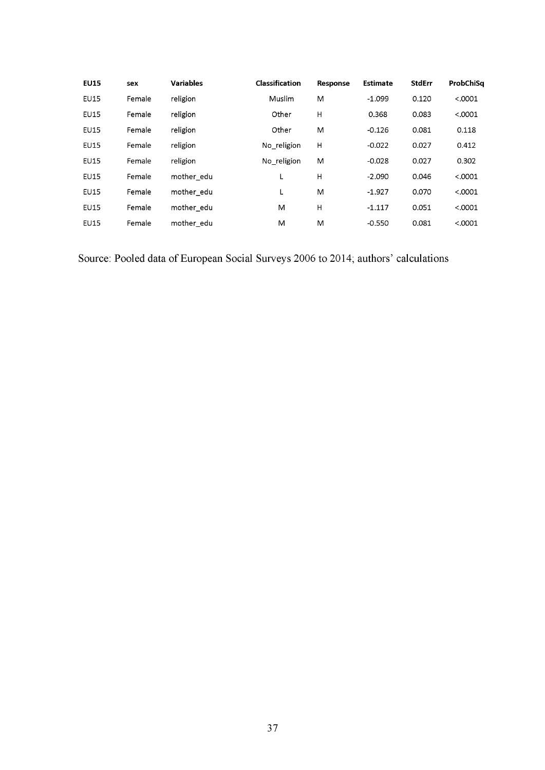| EU15 | sex | Variables | Classification | Response | Estimate | StdErr | ProbChiSq |
|---|---|---|---|---|---|---|---|
| EU15 | Female | religion | Muslim | M | -1.099 | 0.120 | <.0001 |
| EU15 | Female | religion | Other | H | 0.368 | 0.083 | <.0001 |
| EU15 | Female | religion | Other | M | -0.126 | 0.081 | 0.118 |
| EU15 | Female | religion | No_religion | H | -0.022 | 0.027 | 0.412 |
| EU15 | Female | religion | No_religion | M | -0.028 | 0.027 | 0.302 |
| EU15 | Female | mother_edu | L | H | -2.090 | 0.046 | <.0001 |
| EU15 | Female | mother_edu | L | M | -1.927 | 0.070 | <.0001 |
| EU15 | Female | mother_edu | M | H | -1.117 | 0.051 | <.0001 |
| EU15 | Female | mother_edu | M | M | -0.550 | 0.081 | <.0001 |

Source: Pooled data of European Social Surveys 2006 to 2014; authors' calculations